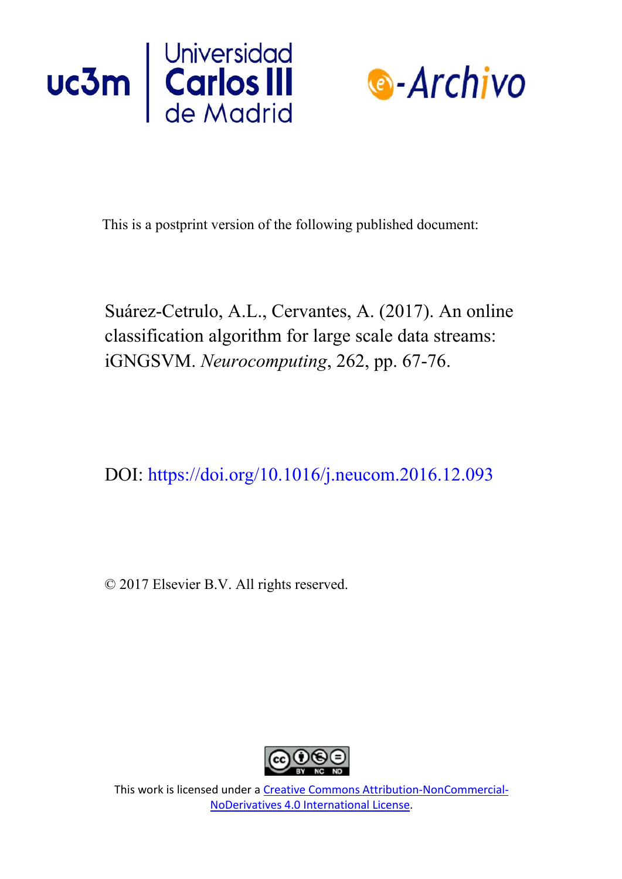This is a postprint version of the following published document:

Suárez-Cetrulo, A.L., Cervantes, A. (2017). An online classification algorithm for large scale data streams: iGNGSVM. *Neurocomputing*, 262, pp. 67-76.

DOI: https://doi.org/10.1016/j.neucom.2016.12.093

© 2017 Elsevier B.V. All rights reserved.

This work is licensed under a Creative Commons Attribution-NonCommercial-NoDerivatives 4.0 International License.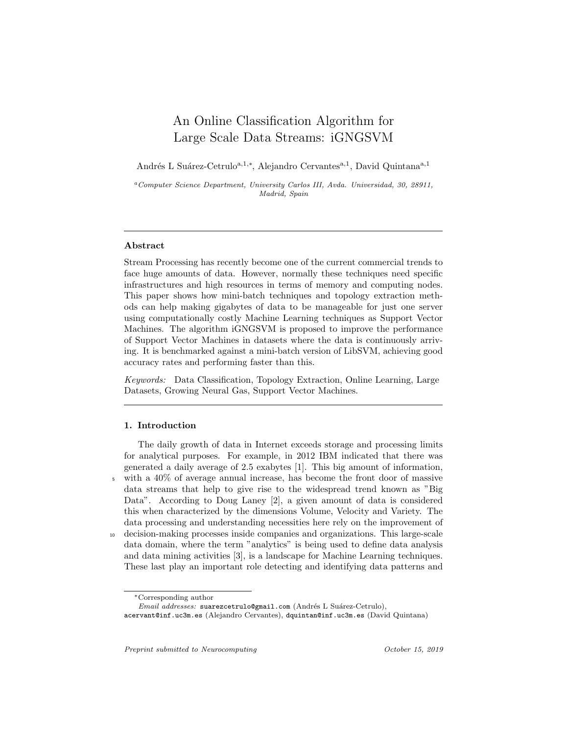# An Online Classification Algorithm for Large Scale Data Streams: iGNGSVM

Andrés L Suárez-Cetrulo[a,1,*], Alejandro Cervantes[a,1], David Quintana[a,1]

[a]*Computer Science Department, University Carlos III, Avda. Universidad, 30, 28911, Madrid, Spain*

---

## Abstract

Stream Processing has recently become one of the current commercial trends to face huge amounts of data. However, normally these techniques need specific infrastructures and high resources in terms of memory and computing nodes. This paper shows how mini-batch techniques and topology extraction methods can help making gigabytes of data to be manageable for just one server using computationally costly Machine Learning techniques as Support Vector Machines. The algorithm iGNGSVM is proposed to improve the performance of Support Vector Machines in datasets where the data is continuously arriving. It is benchmarked against a mini-batch version of LibSVM, achieving good accuracy rates and performing faster than this.

*Keywords:* Data Classification, Topology Extraction, Online Learning, Large Datasets, Growing Neural Gas, Support Vector Machines.

---

## 1. Introduction

The daily growth of data in Internet exceeds storage and processing limits for analytical purposes. For example, in 2012 IBM indicated that there was generated a daily average of 2.5 exabytes [1]. This big amount of information, with a 40% of average annual increase, has become the front door of massive data streams that help to give rise to the widespread trend known as "Big Data". According to Doug Laney [2], a given amount of data is considered this when characterized by the dimensions Volume, Velocity and Variety. The data processing and understanding necessities here rely on the improvement of decision-making processes inside companies and organizations. This large-scale data domain, where the term "analytics" is being used to define data analysis and data mining activities [3], is a landscape for Machine Learning techniques. These last play an important role detecting and identifying data patterns and

---

*Corresponding author

*Email addresses:* suarezcetrulo@gmail.com (Andrés L Suárez-Cetrulo), acervant@inf.uc3m.es (Alejandro Cervantes), dquintan@inf.uc3m.es (David Quintana)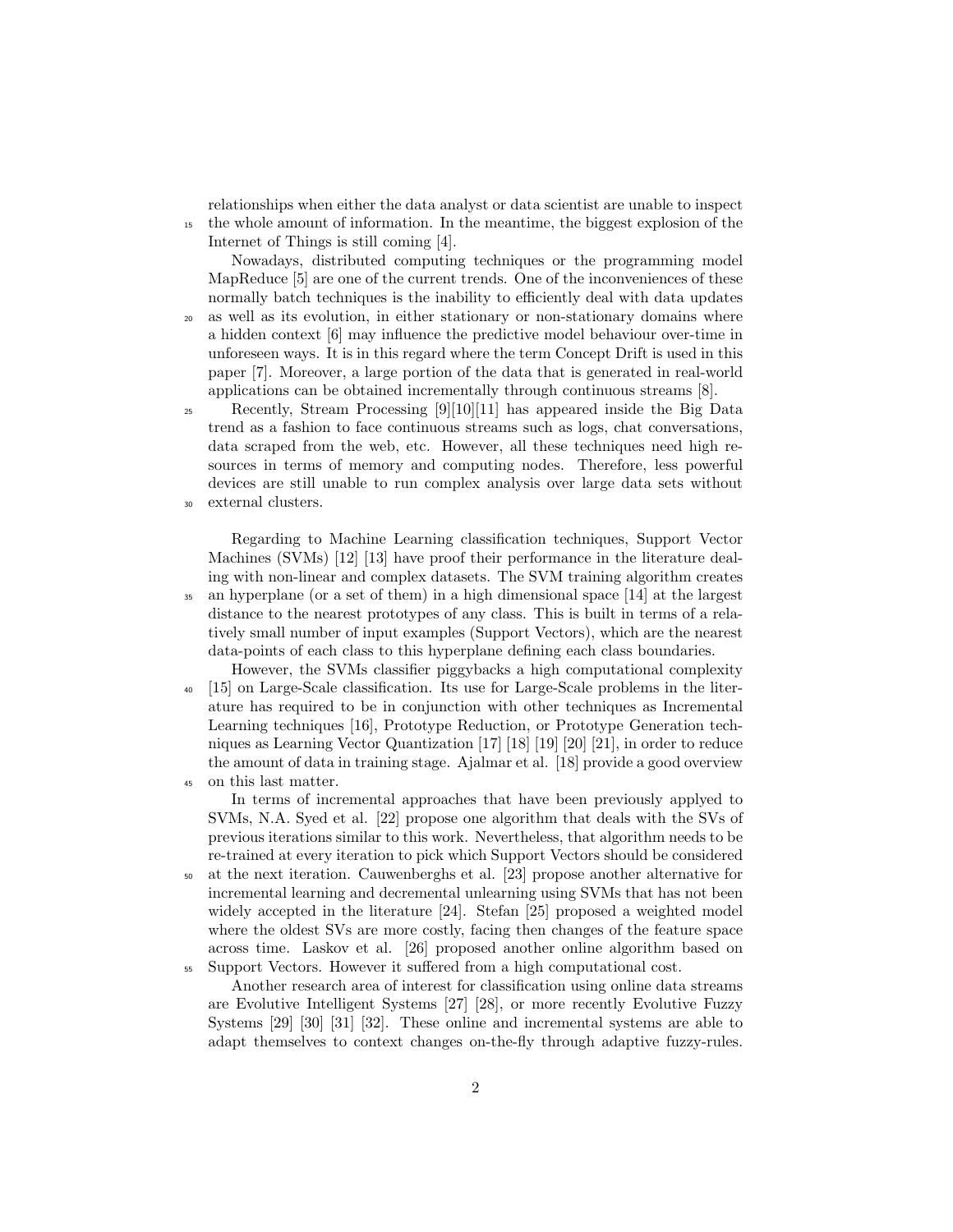relationships when either the data analyst or data scientist are unable to inspect the whole amount of information. In the meantime, the biggest explosion of the Internet of Things is still coming [4].

Nowadays, distributed computing techniques or the programming model MapReduce [5] are one of the current trends. One of the inconveniences of these normally batch techniques is the inability to efficiently deal with data updates as well as its evolution, in either stationary or non-stationary domains where a hidden context [6] may influence the predictive model behaviour over-time in unforeseen ways. It is in this regard where the term Concept Drift is used in this paper [7]. Moreover, a large portion of the data that is generated in real-world applications can be obtained incrementally through continuous streams [8].

Recently, Stream Processing [9][10][11] has appeared inside the Big Data trend as a fashion to face continuous streams such as logs, chat conversations, data scraped from the web, etc. However, all these techniques need high resources in terms of memory and computing nodes. Therefore, less powerful devices are still unable to run complex analysis over large data sets without external clusters.

Regarding to Machine Learning classification techniques, Support Vector Machines (SVMs) [12] [13] have proof their performance in the literature dealing with non-linear and complex datasets. The SVM training algorithm creates an hyperplane (or a set of them) in a high dimensional space [14] at the largest distance to the nearest prototypes of any class. This is built in terms of a relatively small number of input examples (Support Vectors), which are the nearest data-points of each class to this hyperplane defining each class boundaries.

However, the SVMs classifier piggybacks a high computational complexity [15] on Large-Scale classification. Its use for Large-Scale problems in the literature has required to be in conjunction with other techniques as Incremental Learning techniques [16], Prototype Reduction, or Prototype Generation techniques as Learning Vector Quantization [17] [18] [19] [20] [21], in order to reduce the amount of data in training stage. Ajalmar et al. [18] provide a good overview on this last matter.

In terms of incremental approaches that have been previously applyed to SVMs, N.A. Syed et al. [22] propose one algorithm that deals with the SVs of previous iterations similar to this work. Nevertheless, that algorithm needs to be re-trained at every iteration to pick which Support Vectors should be considered at the next iteration. Cauwenberghs et al. [23] propose another alternative for incremental learning and decremental unlearning using SVMs that has not been widely accepted in the literature [24]. Stefan [25] proposed a weighted model where the oldest SVs are more costly, facing then changes of the feature space across time. Laskov et al. [26] proposed another online algorithm based on Support Vectors. However it suffered from a high computational cost.

Another research area of interest for classification using online data streams are Evolutive Intelligent Systems [27] [28], or more recently Evolutive Fuzzy Systems [29] [30] [31] [32]. These online and incremental systems are able to adapt themselves to context changes on-the-fly through adaptive fuzzy-rules.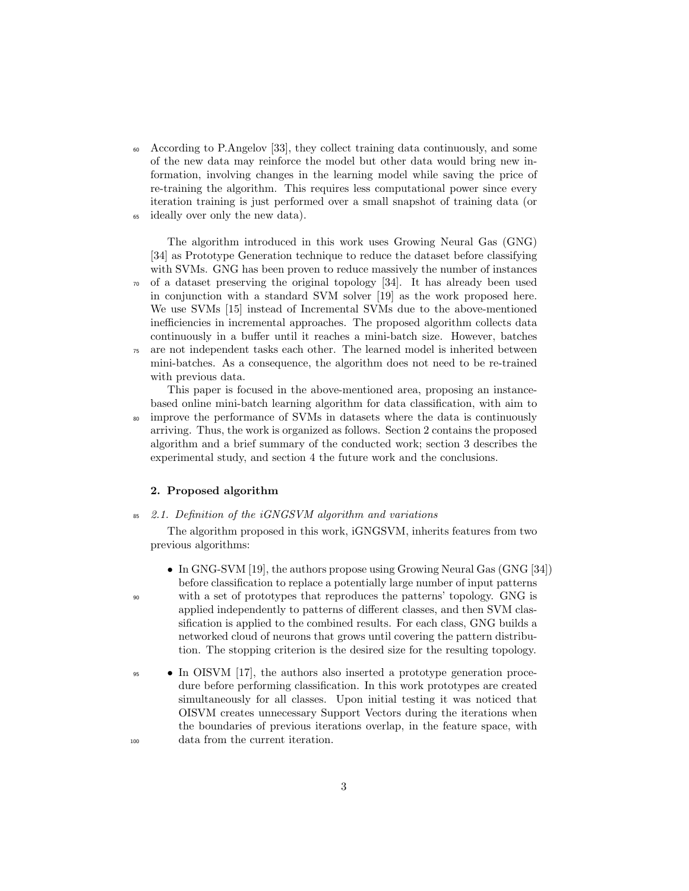According to P.Angelov [33], they collect training data continuously, and some of the new data may reinforce the model but other data would bring new information, involving changes in the learning model while saving the price of re-training the algorithm. This requires less computational power since every iteration training is just performed over a small snapshot of training data (or ideally over only the new data).

The algorithm introduced in this work uses Growing Neural Gas (GNG) [34] as Prototype Generation technique to reduce the dataset before classifying with SVMs. GNG has been proven to reduce massively the number of instances of a dataset preserving the original topology [34]. It has already been used in conjunction with a standard SVM solver [19] as the work proposed here. We use SVMs [15] instead of Incremental SVMs due to the above-mentioned inefficiencies in incremental approaches. The proposed algorithm collects data continuously in a buffer until it reaches a mini-batch size. However, batches are not independent tasks each other. The learned model is inherited between mini-batches. As a consequence, the algorithm does not need to be re-trained with previous data.

This paper is focused in the above-mentioned area, proposing an instance-based online mini-batch learning algorithm for data classification, with aim to improve the performance of SVMs in datasets where the data is continuously arriving. Thus, the work is organized as follows. Section 2 contains the proposed algorithm and a brief summary of the conducted work; section 3 describes the experimental study, and section 4 the future work and the conclusions.

## 2. Proposed algorithm

### *2.1. Definition of the iGNGSVM algorithm and variations*

The algorithm proposed in this work, iGNGSVM, inherits features from two previous algorithms:

- In GNG-SVM [19], the authors propose using Growing Neural Gas (GNG [34]) before classification to replace a potentially large number of input patterns with a set of prototypes that reproduces the patterns' topology. GNG is applied independently to patterns of different classes, and then SVM classification is applied to the combined results. For each class, GNG builds a networked cloud of neurons that grows until covering the pattern distribution. The stopping criterion is the desired size for the resulting topology.
- In OISVM [17], the authors also inserted a prototype generation procedure before performing classification. In this work prototypes are created simultaneously for all classes. Upon initial testing it was noticed that OISVM creates unnecessary Support Vectors during the iterations when the boundaries of previous iterations overlap, in the feature space, with data from the current iteration.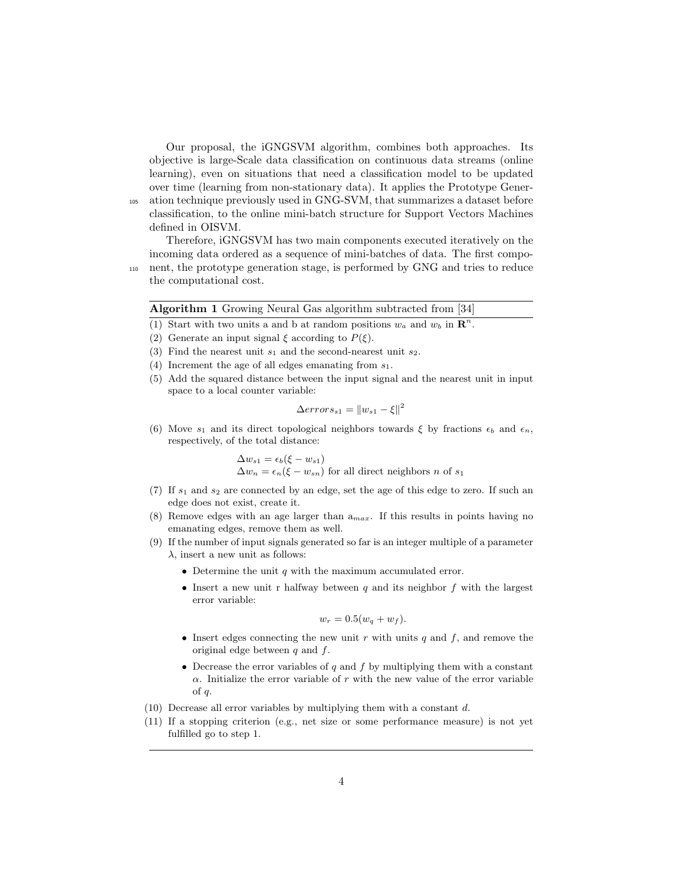Our proposal, the iGNGSVM algorithm, combines both approaches. Its objective is large-Scale data classification on continuous data streams (online learning), even on situations that need a classification model to be updated over time (learning from non-stationary data). It applies the Prototype Generation technique previously used in GNG-SVM, that summarizes a dataset before classification, to the online mini-batch structure for Support Vectors Machines defined in OISVM.

Therefore, iGNGSVM has two main components executed iteratively on the incoming data ordered as a sequence of mini-batches of data. The first component, the prototype generation stage, is performed by GNG and tries to reduce the computational cost.

**Algorithm 1** Growing Neural Gas algorithm subtracted from [34]

(1) Start with two units a and b at random positions $w_a$ and $w_b$ in $\mathbf{R}^n$.

(2) Generate an input signal $\xi$ according to $P(\xi)$.

(3) Find the nearest unit $s_1$ and the second-nearest unit $s_2$.

(4) Increment the age of all edges emanating from $s_1$.

(5) Add the squared distance between the input signal and the nearest unit in input space to a local counter variable:

$$\Delta errors_{s1} = \|w_{s1} - \xi\|^2$$

(6) Move $s_1$ and its direct topological neighbors towards $\xi$ by fractions $\epsilon_b$ and $\epsilon_n$, respectively, of the total distance:

$$\Delta w_{s1} = \epsilon_b(\xi - w_{s1})$$
$$\Delta w_n = \epsilon_n(\xi - w_{sn}) \text{ for all direct neighbors } n \text{ of } s_1$$

(7) If $s_1$ and $s_2$ are connected by an edge, set the age of this edge to zero. If such an edge does not exist, create it.

(8) Remove edges with an age larger than $a_{max}$. If this results in points having no emanating edges, remove them as well.

(9) If the number of input signals generated so far is an integer multiple of a parameter $\lambda$, insert a new unit as follows:

- Determine the unit $q$ with the maximum accumulated error.
- Insert a new unit r halfway between $q$ and its neighbor $f$ with the largest error variable:

$$w_r = 0.5(w_q + w_f).$$

- Insert edges connecting the new unit $r$ with units $q$ and $f$, and remove the original edge between $q$ and $f$.
- Decrease the error variables of $q$ and $f$ by multiplying them with a constant $\alpha$. Initialize the error variable of $r$ with the new value of the error variable of $q$.

(10) Decrease all error variables by multiplying them with a constant $d$.

(11) If a stopping criterion (e.g., net size or some performance measure) is not yet fulfilled go to step 1.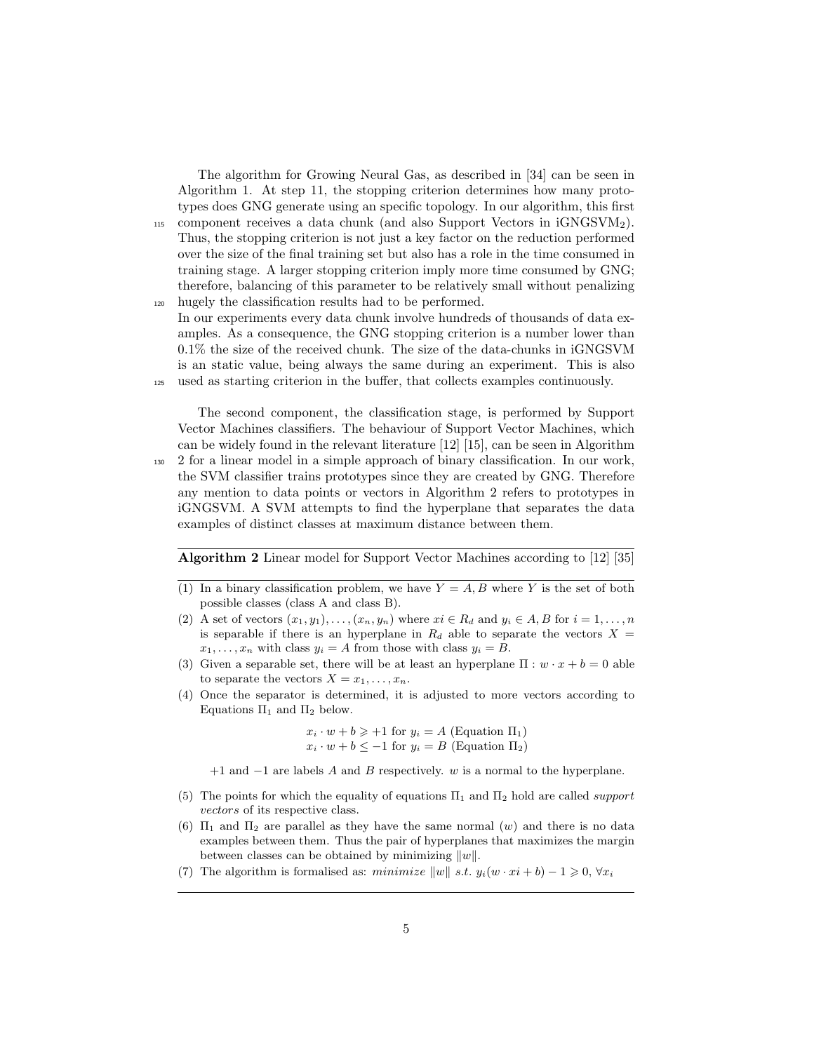The algorithm for Growing Neural Gas, as described in [34] can be seen in Algorithm 1. At step 11, the stopping criterion determines how many prototypes does GNG generate using an specific topology. In our algorithm, this first component receives a data chunk (and also Support Vectors in $iGNGSVM_2$). Thus, the stopping criterion is not just a key factor on the reduction performed over the size of the final training set but also has a role in the time consumed in training stage. A larger stopping criterion imply more time consumed by GNG; therefore, balancing of this parameter to be relatively small without penalizing hugely the classification results had to be performed.
In our experiments every data chunk involve hundreds of thousands of data examples. As a consequence, the GNG stopping criterion is a number lower than 0.1% the size of the received chunk. The size of the data-chunks in iGNGSVM is an static value, being always the same during an experiment. This is also used as starting criterion in the buffer, that collects examples continuously.

The second component, the classification stage, is performed by Support Vector Machines classifiers. The behaviour of Support Vector Machines, which can be widely found in the relevant literature [12] [15], can be seen in Algorithm 2 for a linear model in a simple approach of binary classification. In our work, the SVM classifier trains prototypes since they are created by GNG. Therefore any mention to data points or vectors in Algorithm 2 refers to prototypes in iGNGSVM. A SVM attempts to find the hyperplane that separates the data examples of distinct classes at maximum distance between them.

---

**Algorithm 2** Linear model for Support Vector Machines according to [12] [35]

---

(1) In a binary classification problem, we have $Y = A, B$ where $Y$ is the set of both possible classes (class A and class B).

(2) A set of vectors $(x_1, y_1), \ldots, (x_n, y_n)$ where $xi \in R_d$ and $y_i \in A, B$ for $i = 1, \ldots, n$ is separable if there is an hyperplane in $R_d$ able to separate the vectors $X = x_1, \ldots, x_n$ with class $y_i = A$ from those with class $y_i = B$.

(3) Given a separable set, there will be at least an hyperplane $\Pi : w \cdot x + b = 0$ able to separate the vectors $X = x_1, \ldots, x_n$.

(4) Once the separator is determined, it is adjusted to more vectors according to Equations $\Pi_1$ and $\Pi_2$ below.

$$x_i \cdot w + b \geqslant +1 \text{ for } y_i = A \text{ (Equation } \Pi_1)$$
$$x_i \cdot w + b \leq -1 \text{ for } y_i = B \text{ (Equation } \Pi_2)$$

$+1$ and $-1$ are labels $A$ and $B$ respectively. $w$ is a normal to the hyperplane.

(5) The points for which the equality of equations $\Pi_1$ and $\Pi_2$ hold are called *support vectors* of its respective class.

(6) $\Pi_1$ and $\Pi_2$ are parallel as they have the same normal ($w$) and there is no data examples between them. Thus the pair of hyperplanes that maximizes the margin between classes can be obtained by minimizing $\|w\|$.

(7) The algorithm is formalised as: $minimize\ \|w\|\ s.t.\ y_i(w \cdot xi + b) - 1 \geqslant 0,\ \forall x_i$

---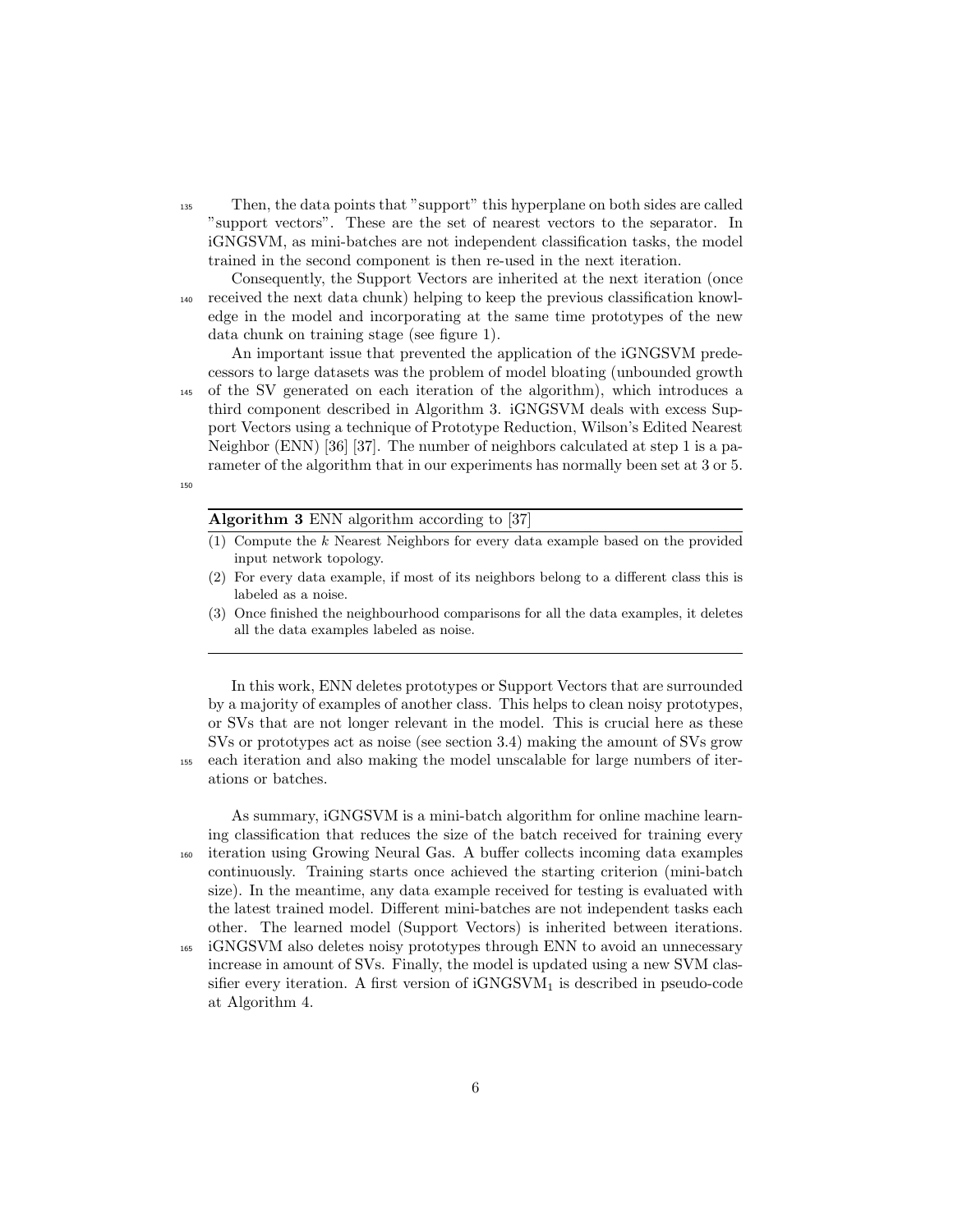Then, the data points that "support" this hyperplane on both sides are called "support vectors". These are the set of nearest vectors to the separator. In iGNGSVM, as mini-batches are not independent classification tasks, the model trained in the second component is then re-used in the next iteration.

Consequently, the Support Vectors are inherited at the next iteration (once received the next data chunk) helping to keep the previous classification knowledge in the model and incorporating at the same time prototypes of the new data chunk on training stage (see figure 1).

An important issue that prevented the application of the iGNGSVM predecessors to large datasets was the problem of model bloating (unbounded growth of the SV generated on each iteration of the algorithm), which introduces a third component described in Algorithm 3. iGNGSVM deals with excess Support Vectors using a technique of Prototype Reduction, Wilson's Edited Nearest Neighbor (ENN) [36] [37]. The number of neighbors calculated at step 1 is a parameter of the algorithm that in our experiments has normally been set at 3 or 5.

---

**Algorithm 3** ENN algorithm according to [37]

---

(1) Compute the $k$ Nearest Neighbors for every data example based on the provided input network topology.

(2) For every data example, if most of its neighbors belong to a different class this is labeled as a noise.

(3) Once finished the neighbourhood comparisons for all the data examples, it deletes all the data examples labeled as noise.

---

In this work, ENN deletes prototypes or Support Vectors that are surrounded by a majority of examples of another class. This helps to clean noisy prototypes, or SVs that are not longer relevant in the model. This is crucial here as these SVs or prototypes act as noise (see section 3.4) making the amount of SVs grow each iteration and also making the model unscalable for large numbers of iterations or batches.

As summary, iGNGSVM is a mini-batch algorithm for online machine learning classification that reduces the size of the batch received for training every iteration using Growing Neural Gas. A buffer collects incoming data examples continuously. Training starts once achieved the starting criterion (mini-batch size). In the meantime, any data example received for testing is evaluated with the latest trained model. Different mini-batches are not independent tasks each other. The learned model (Support Vectors) is inherited between iterations. iGNGSVM also deletes noisy prototypes through ENN to avoid an unnecessary increase in amount of SVs. Finally, the model is updated using a new SVM classifier every iteration. A first version of $\text{iGNGSVM}_1$ is described in pseudo-code at Algorithm 4.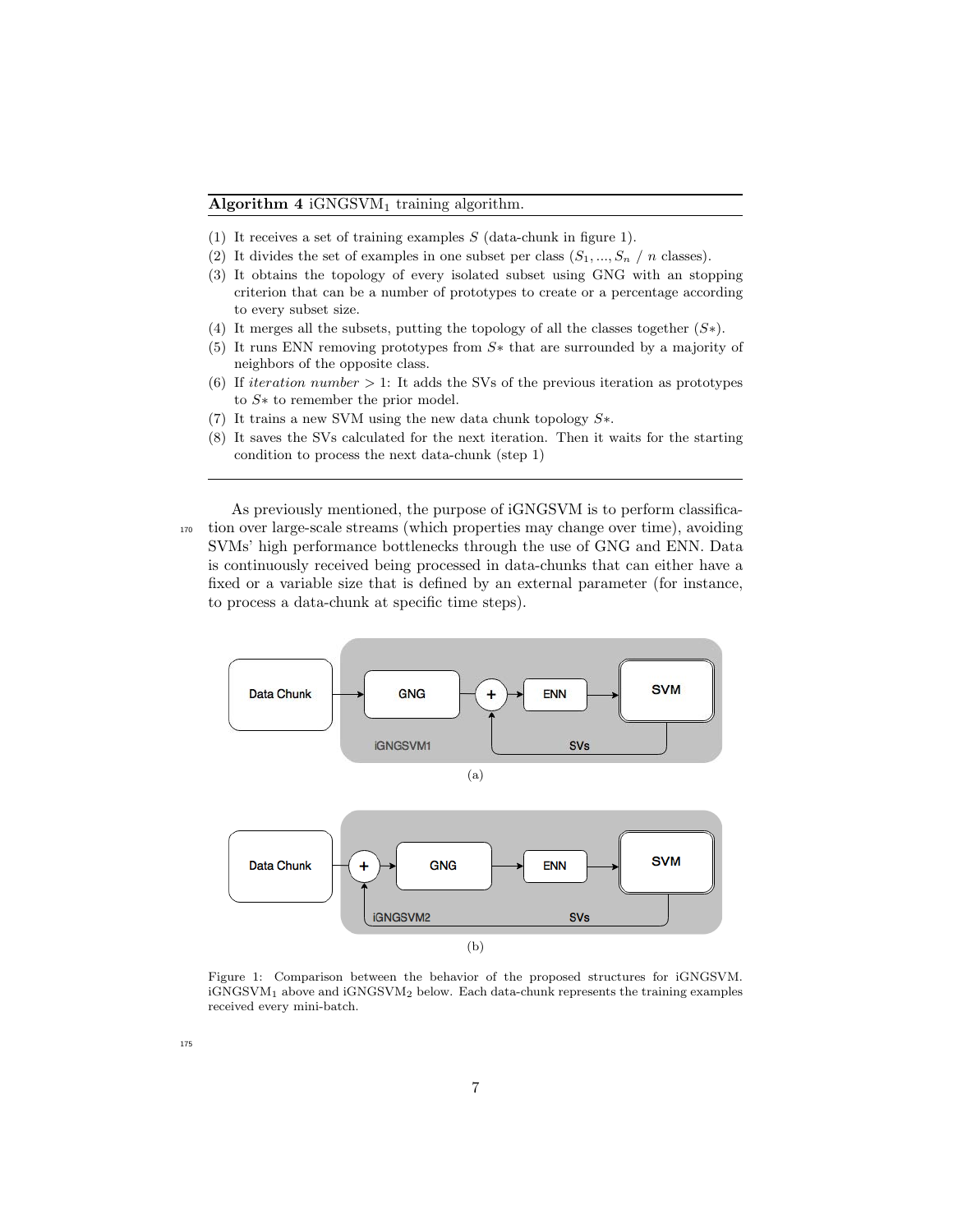**Algorithm 4** iGNGSVM$_1$ training algorithm.

(1) It receives a set of training examples $S$ (data-chunk in figure 1).

(2) It divides the set of examples in one subset per class ($S_1, ..., S_n$ / $n$ classes).

(3) It obtains the topology of every isolated subset using GNG with an stopping criterion that can be a number of prototypes to create or a percentage according to every subset size.

(4) It merges all the subsets, putting the topology of all the classes together ($S*$).

(5) It runs ENN removing prototypes from $S*$ that are surrounded by a majority of neighbors of the opposite class.

(6) If *iteration number* $> 1$: It adds the SVs of the previous iteration as prototypes to $S*$ to remember the prior model.

(7) It trains a new SVM using the new data chunk topology $S*$.

(8) It saves the SVs calculated for the next iteration. Then it waits for the starting condition to process the next data-chunk (step 1)

---

As previously mentioned, the purpose of iGNGSVM is to perform classification over large-scale streams (which properties may change over time), avoiding SVMs' high performance bottlenecks through the use of GNG and ENN. Data is continuously received being processed in data-chunks that can either have a fixed or a variable size that is defined by an external parameter (for instance, to process a data-chunk at specific time steps).

(a)

(b)

Figure 1: Comparison between the behavior of the proposed structures for iGNGSVM. iGNGSVM$_1$ above and iGNGSVM$_2$ below. Each data-chunk represents the training examples received every mini-batch.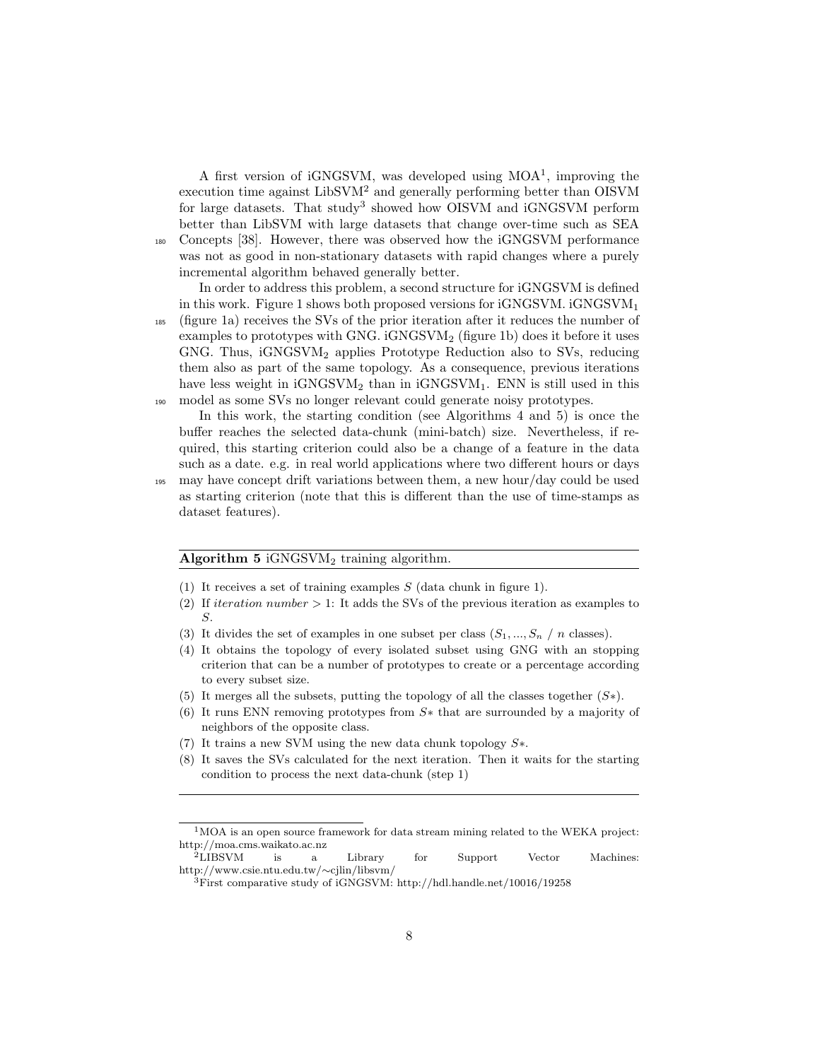A first version of iGNGSVM, was developed using MOA[1], improving the execution time against LibSVM[2] and generally performing better than OISVM for large datasets. That study[3] showed how OISVM and iGNGSVM perform better than LibSVM with large datasets that change over-time such as SEA Concepts [38]. However, there was observed how the iGNGSVM performance was not as good in non-stationary datasets with rapid changes where a purely incremental algorithm behaved generally better.

In order to address this problem, a second structure for iGNGSVM is defined in this work. Figure 1 shows both proposed versions for iGNGSVM. iGNGSVM$_1$ (figure 1a) receives the SVs of the prior iteration after it reduces the number of examples to prototypes with GNG. iGNGSVM$_2$ (figure 1b) does it before it uses GNG. Thus, iGNGSVM$_2$ applies Prototype Reduction also to SVs, reducing them also as part of the same topology. As a consequence, previous iterations have less weight in iGNGSVM$_2$ than in iGNGSVM$_1$. ENN is still used in this model as some SVs no longer relevant could generate noisy prototypes.

In this work, the starting condition (see Algorithms 4 and 5) is once the buffer reaches the selected data-chunk (mini-batch) size. Nevertheless, if required, this starting criterion could also be a change of a feature in the data such as a date. e.g. in real world applications where two different hours or days may have concept drift variations between them, a new hour/day could be used as starting criterion (note that this is different than the use of time-stamps as dataset features).

**Algorithm 5** iGNGSVM$_2$ training algorithm.

(1) It receives a set of training examples $S$ (data chunk in figure 1).

(2) If *iteration number* $> 1$: It adds the SVs of the previous iteration as examples to $S$.

(3) It divides the set of examples in one subset per class ($S_1, ..., S_n$ / $n$ classes).

(4) It obtains the topology of every isolated subset using GNG with an stopping criterion that can be a number of prototypes to create or a percentage according to every subset size.

(5) It merges all the subsets, putting the topology of all the classes together ($S*$).

(6) It runs ENN removing prototypes from $S*$ that are surrounded by a majority of neighbors of the opposite class.

(7) It trains a new SVM using the new data chunk topology $S*$.

(8) It saves the SVs calculated for the next iteration. Then it waits for the starting condition to process the next data-chunk (step 1)

---

[1] MOA is an open source framework for data stream mining related to the WEKA project: http://moa.cms.waikato.ac.nz

[2] LIBSVM is a Library for Support Vector Machines: http://www.csie.ntu.edu.tw/~cjlin/libsvm/

[3] First comparative study of iGNGSVM: http://hdl.handle.net/10016/19258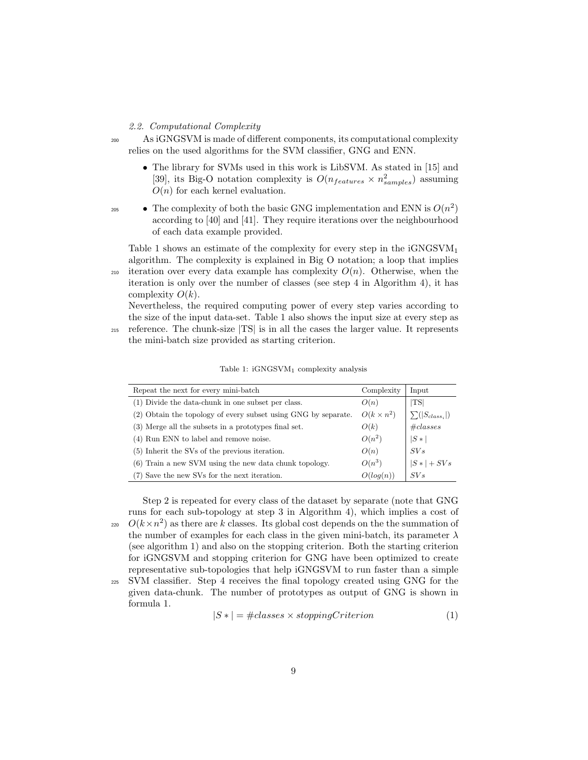### 2.2. Computational Complexity

As iGNGSVM is made of different components, its computational complexity relies on the used algorithms for the SVM classifier, GNG and ENN.

- The library for SVMs used in this work is LibSVM. As stated in [15] and [39], its Big-O notation complexity is $O(n_{features} \times n_{samples}^2)$ assuming $O(n)$ for each kernel evaluation.
- The complexity of both the basic GNG implementation and ENN is $O(n^2)$ according to [40] and [41]. They require iterations over the neighbourhood of each data example provided.

Table 1 shows an estimate of the complexity for every step in the iGNGSVM$_1$ algorithm. The complexity is explained in Big O notation; a loop that implies iteration over every data example has complexity $O(n)$. Otherwise, when the iteration is only over the number of classes (see step 4 in Algorithm 4), it has complexity $O(k)$.

Nevertheless, the required computing power of every step varies according to the size of the input data-set. Table 1 also shows the input size at every step as reference. The chunk-size |TS| is in all the cases the larger value. It represents the mini-batch size provided as starting criterion.

Table 1: iGNGSVM$_1$ complexity analysis

| Repeat the next for every mini-batch | Complexity | Input |
|---|---|---|
| (1) Divide the data-chunk in one subset per class. | $O(n)$ | \|TS\| |
| (2) Obtain the topology of every subset using GNG by separate. | $O(k \times n^2)$ | $\sum(\lvert S_{class_i}\rvert)$ |
| (3) Merge all the subsets in a prototypes final set. | $O(k)$ | $\#classes$ |
| (4) Run ENN to label and remove noise. | $O(n^2)$ | $\lvert S*\rvert$ |
| (5) Inherit the SVs of the previous iteration. | $O(n)$ | $SVs$ |
| (6) Train a new SVM using the new data chunk topology. | $O(n^3)$ | $\lvert S*\rvert + SVs$ |
| (7) Save the new SVs for the next iteration. | $O(log(n))$ | $SVs$ |

Step 2 is repeated for every class of the dataset by separate (note that GNG runs for each sub-topology at step 3 in Algorithm 4), which implies a cost of $O(k \times n^2)$ as there are $k$ classes. Its global cost depends on the the summation of the number of examples for each class in the given mini-batch, its parameter $\lambda$ (see algorithm 1) and also on the stopping criterion. Both the starting criterion for iGNGSVM and stopping criterion for GNG have been optimized to create representative sub-topologies that help iGNGSVM to run faster than a simple SVM classifier. Step 4 receives the final topology created using GNG for the given data-chunk. The number of prototypes as output of GNG is shown in formula 1.

$$|S*| = \#classes \times stoppingCriterion \tag{1}$$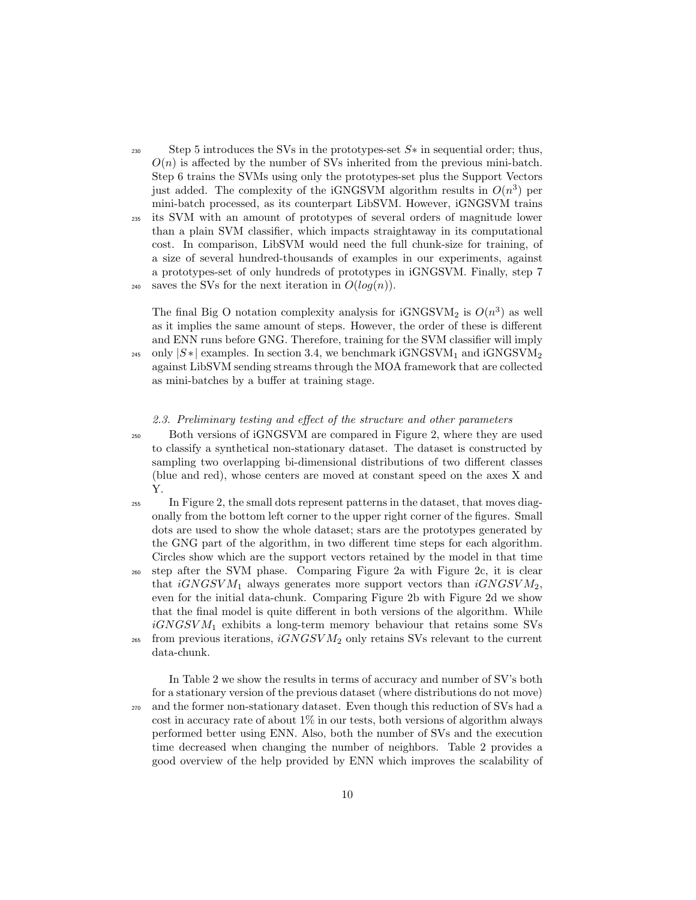Step 5 introduces the SVs in the prototypes-set $S*$ in sequential order; thus, $O(n)$ is affected by the number of SVs inherited from the previous mini-batch. Step 6 trains the SVMs using only the prototypes-set plus the Support Vectors just added. The complexity of the iGNGSVM algorithm results in $O(n^3)$ per mini-batch processed, as its counterpart LibSVM. However, iGNGSVM trains its SVM with an amount of prototypes of several orders of magnitude lower than a plain SVM classifier, which impacts straightaway in its computational cost. In comparison, LibSVM would need the full chunk-size for training, of a size of several hundred-thousands of examples in our experiments, against a prototypes-set of only hundreds of prototypes in iGNGSVM. Finally, step 7 saves the SVs for the next iteration in $O(log(n))$.

The final Big O notation complexity analysis for iGNGSVM$_2$ is $O(n^3)$ as well as it implies the same amount of steps. However, the order of these is different and ENN runs before GNG. Therefore, training for the SVM classifier will imply only $|S*|$ examples. In section 3.4, we benchmark iGNGSVM$_1$ and iGNGSVM$_2$ against LibSVM sending streams through the MOA framework that are collected as mini-batches by a buffer at training stage.

### *2.3. Preliminary testing and effect of the structure and other parameters*

Both versions of iGNGSVM are compared in Figure 2, where they are used to classify a synthetical non-stationary dataset. The dataset is constructed by sampling two overlapping bi-dimensional distributions of two different classes (blue and red), whose centers are moved at constant speed on the axes X and Y.

In Figure 2, the small dots represent patterns in the dataset, that moves diagonally from the bottom left corner to the upper right corner of the figures. Small dots are used to show the whole dataset; stars are the prototypes generated by the GNG part of the algorithm, in two different time steps for each algorithm. Circles show which are the support vectors retained by the model in that time step after the SVM phase. Comparing Figure 2a with Figure 2c, it is clear that $iGNGSVM_1$ always generates more support vectors than $iGNGSVM_2$, even for the initial data-chunk. Comparing Figure 2b with Figure 2d we show that the final model is quite different in both versions of the algorithm. While $iGNGSVM_1$ exhibits a long-term memory behaviour that retains some SVs from previous iterations, $iGNGSVM_2$ only retains SVs relevant to the current data-chunk.

In Table 2 we show the results in terms of accuracy and number of SV's both for a stationary version of the previous dataset (where distributions do not move) and the former non-stationary dataset. Even though this reduction of SVs had a cost in accuracy rate of about 1% in our tests, both versions of algorithm always performed better using ENN. Also, both the number of SVs and the execution time decreased when changing the number of neighbors. Table 2 provides a good overview of the help provided by ENN which improves the scalability of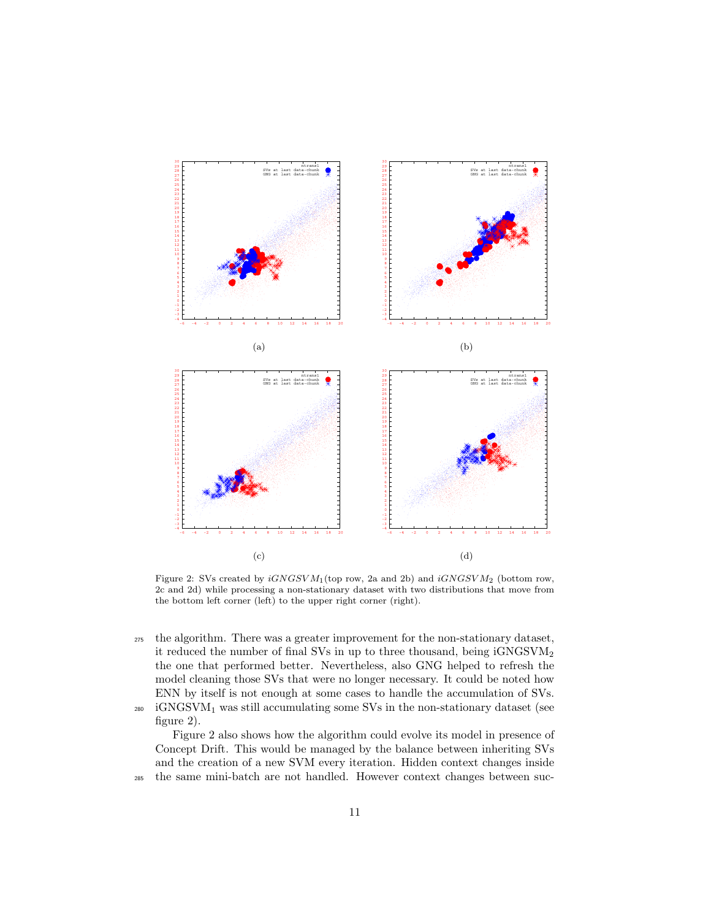(a)

(b)

(c)

(d)

Figure 2: SVs created by $iGNGSVM_1$(top row, 2a and 2b) and $iGNGSVM_2$ (bottom row, 2c and 2d) while processing a non-stationary dataset with two distributions that move from the bottom left corner (left) to the upper right corner (right).

the algorithm. There was a greater improvement for the non-stationary dataset, it reduced the number of final SVs in up to three thousand, being iGNGSVM$_2$ the one that performed better. Nevertheless, also GNG helped to refresh the model cleaning those SVs that were no longer necessary. It could be noted how ENN by itself is not enough at some cases to handle the accumulation of SVs. iGNGSVM$_1$ was still accumulating some SVs in the non-stationary dataset (see figure 2).

Figure 2 also shows how the algorithm could evolve its model in presence of Concept Drift. This would be managed by the balance between inheriting SVs and the creation of a new SVM every iteration. Hidden context changes inside the same mini-batch are not handled. However context changes between suc-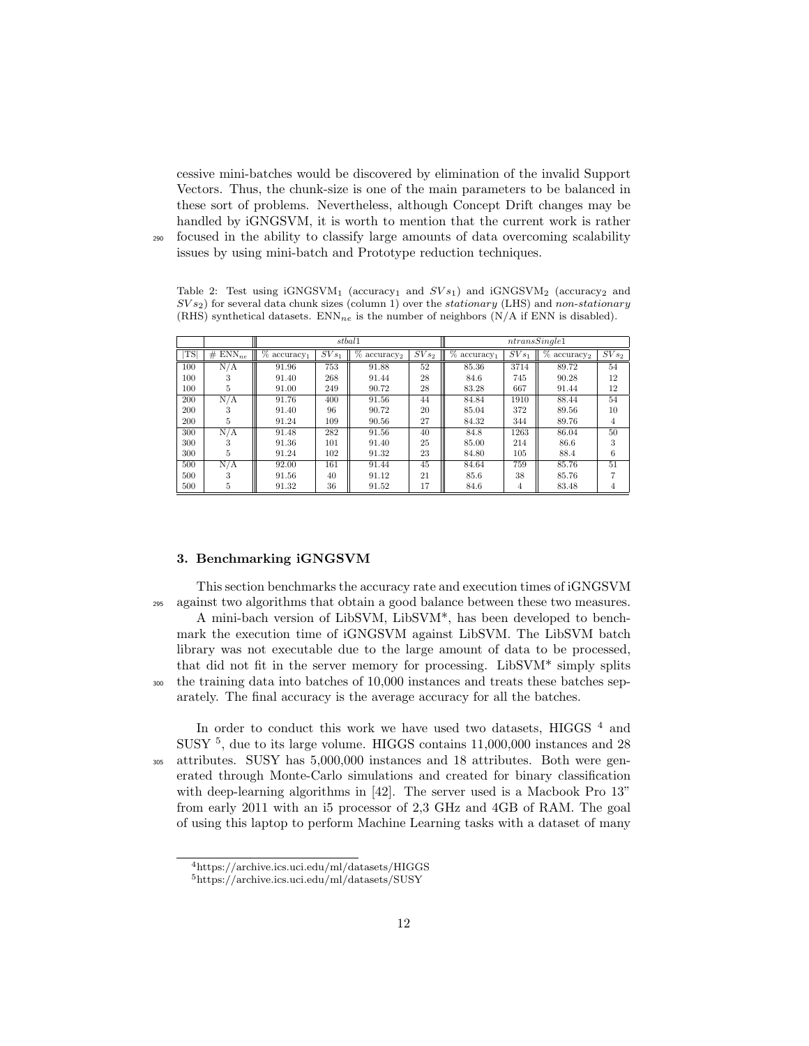cessive mini-batches would be discovered by elimination of the invalid Support Vectors. Thus, the chunk-size is one of the main parameters to be balanced in these sort of problems. Nevertheless, although Concept Drift changes may be handled by iGNGSVM, it is worth to mention that the current work is rather focused in the ability to classify large amounts of data overcoming scalability issues by using mini-batch and Prototype reduction techniques.

Table 2: Test using iGNGSVM$_1$ (accuracy$_1$ and $SVs_1$) and iGNGSVM$_2$ (accuracy$_2$ and $SVs_2$) for several data chunk sizes (column 1) over the *stationary* (LHS) and *non-stationary* (RHS) synthetical datasets. ENN$_{ne}$ is the number of neighbors (N/A if ENN is disabled).

| | | *stbal1* | | | | *ntransSingle1* | | | |
|---|---|---|---|---|---|---|---|---|---|
| \|TS\| | # ENN$_{ne}$ | % accuracy$_1$ | $SVs_1$ | % accuracy$_2$ | $SVs_2$ | % accuracy$_1$ | $SVs_1$ | % accuracy$_2$ | $SVs_2$ |
| 100 | N/A | 91.96 | 753 | 91.88 | 52 | 85.36 | 3714 | 89.72 | 54 |
| 100 | 3 | 91.40 | 268 | 91.44 | 28 | 84.6 | 745 | 90.28 | 12 |
| 100 | 5 | 91.00 | 249 | 90.72 | 28 | 83.28 | 667 | 91.44 | 12 |
| 200 | N/A | 91.76 | 400 | 91.56 | 44 | 84.84 | 1910 | 88.44 | 54 |
| 200 | 3 | 91.40 | 96 | 90.72 | 20 | 85.04 | 372 | 89.56 | 10 |
| 200 | 5 | 91.24 | 109 | 90.56 | 27 | 84.32 | 344 | 89.76 | 4 |
| 300 | N/A | 91.48 | 282 | 91.56 | 40 | 84.8 | 1263 | 86.04 | 50 |
| 300 | 3 | 91.36 | 101 | 91.40 | 25 | 85.00 | 214 | 86.6 | 3 |
| 300 | 5 | 91.24 | 102 | 91.32 | 23 | 84.80 | 105 | 88.4 | 6 |
| 500 | N/A | 92.00 | 161 | 91.44 | 45 | 84.64 | 759 | 85.76 | 51 |
| 500 | 3 | 91.56 | 40 | 91.12 | 21 | 85.6 | 38 | 85.76 | 7 |
| 500 | 5 | 91.32 | 36 | 91.52 | 17 | 84.6 | 4 | 83.48 | 4 |

## 3. Benchmarking iGNGSVM

This section benchmarks the accuracy rate and execution times of iGNGSVM against two algorithms that obtain a good balance between these two measures.

A mini-bach version of LibSVM, LibSVM*, has been developed to benchmark the execution time of iGNGSVM against LibSVM. The LibSVM batch library was not executable due to the large amount of data to be processed, that did not fit in the server memory for processing. LibSVM* simply splits the training data into batches of 10,000 instances and treats these batches separately. The final accuracy is the average accuracy for all the batches.

In order to conduct this work we have used two datasets, HIGGS [4] and SUSY [5], due to its large volume. HIGGS contains 11,000,000 instances and 28 attributes. SUSY has 5,000,000 instances and 18 attributes. Both were generated through Monte-Carlo simulations and created for binary classification with deep-learning algorithms in [42]. The server used is a Macbook Pro 13" from early 2011 with an i5 processor of 2,3 GHz and 4GB of RAM. The goal of using this laptop to perform Machine Learning tasks with a dataset of many

[4] https://archive.ics.uci.edu/ml/datasets/HIGGS
[5] https://archive.ics.uci.edu/ml/datasets/SUSY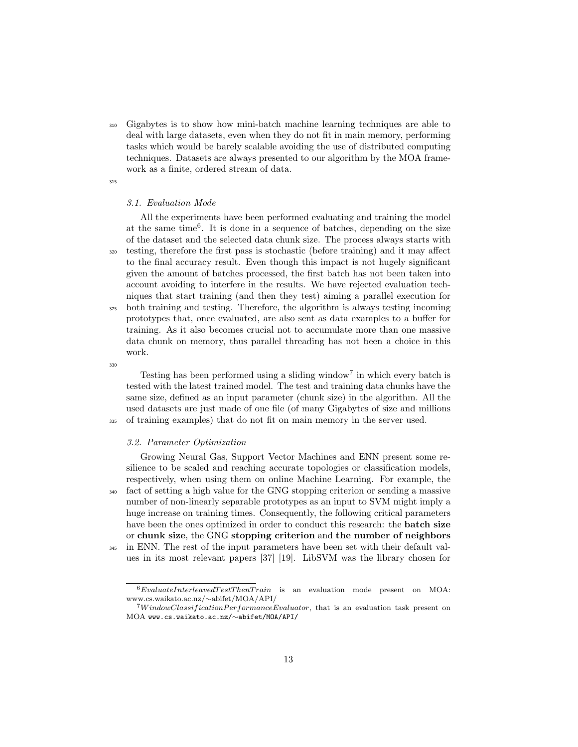Gigabytes is to show how mini-batch machine learning techniques are able to deal with large datasets, even when they do not fit in main memory, performing tasks which would be barely scalable avoiding the use of distributed computing techniques. Datasets are always presented to our algorithm by the MOA framework as a finite, ordered stream of data.

### 3.1. Evaluation Mode

All the experiments have been performed evaluating and training the model at the same time[6]. It is done in a sequence of batches, depending on the size of the dataset and the selected data chunk size. The process always starts with testing, therefore the first pass is stochastic (before training) and it may affect to the final accuracy result. Even though this impact is not hugely significant given the amount of batches processed, the first batch has not been taken into account avoiding to interfere in the results. We have rejected evaluation techniques that start training (and then they test) aiming a parallel execution for both training and testing. Therefore, the algorithm is always testing incoming prototypes that, once evaluated, are also sent as data examples to a buffer for training. As it also becomes crucial not to accumulate more than one massive data chunk on memory, thus parallel threading has not been a choice in this work.

Testing has been performed using a sliding window[7] in which every batch is tested with the latest trained model. The test and training data chunks have the same size, defined as an input parameter (chunk size) in the algorithm. All the used datasets are just made of one file (of many Gigabytes of size and millions of training examples) that do not fit on main memory in the server used.

### 3.2. Parameter Optimization

Growing Neural Gas, Support Vector Machines and ENN present some resilience to be scaled and reaching accurate topologies or classification models, respectively, when using them on online Machine Learning. For example, the fact of setting a high value for the GNG stopping criterion or sending a massive number of non-linearly separable prototypes as an input to SVM might imply a huge increase on training times. Consequently, the following critical parameters have been the ones optimized in order to conduct this research: the **batch size** or **chunk size**, the GNG **stopping criterion** and **the number of neighbors** in ENN. The rest of the input parameters have been set with their default values in its most relevant papers [37] [19]. LibSVM was the library chosen for

[6] *EvaluateInterleavedTestThenTrain* is an evaluation mode present on MOA: www.cs.waikato.ac.nz/∼abifet/MOA/API/

[7] *WindowClassificationPerformanceEvaluator*, that is an evaluation task present on MOA www.cs.waikato.ac.nz/∼abifet/MOA/API/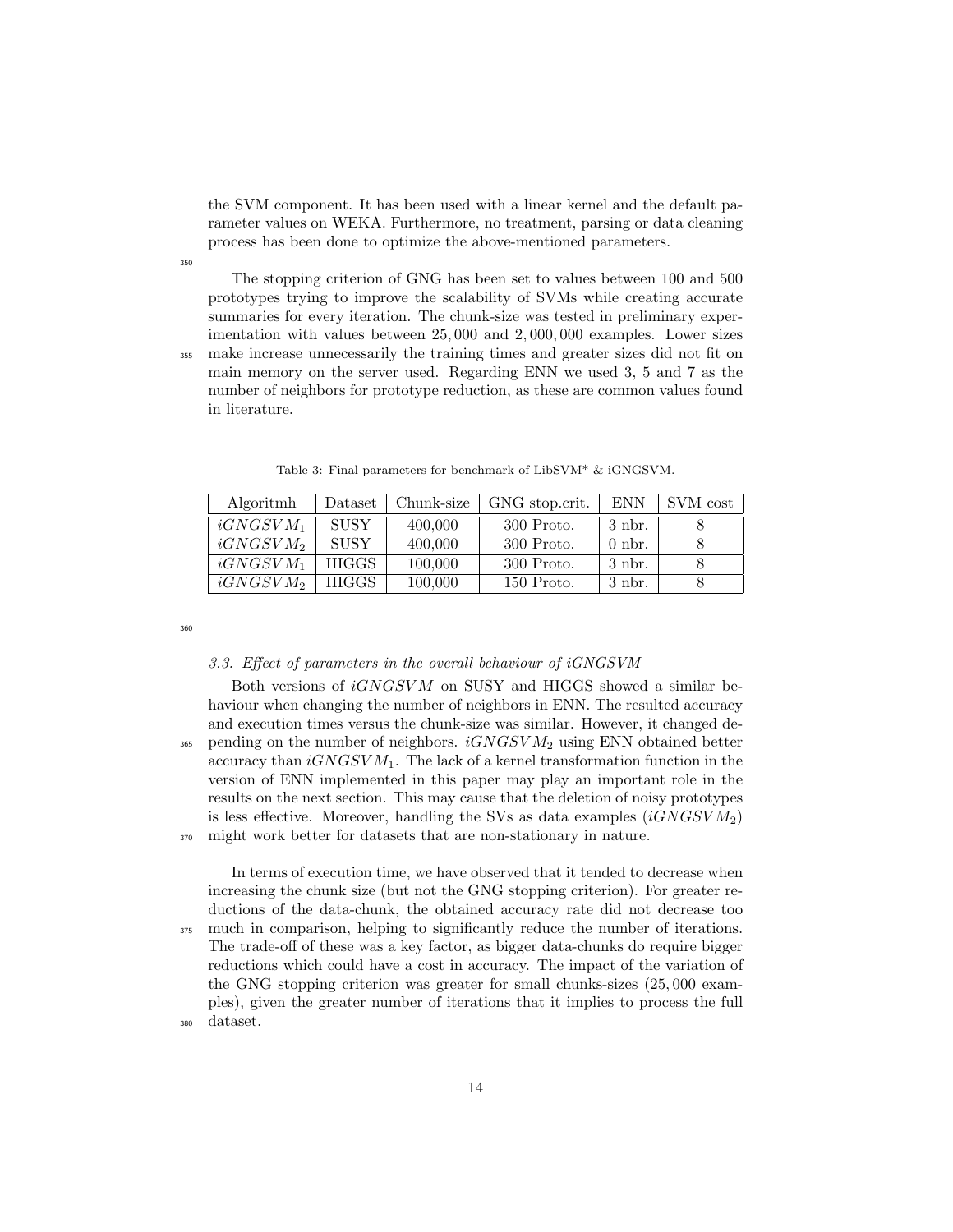the SVM component. It has been used with a linear kernel and the default parameter values on WEKA. Furthermore, no treatment, parsing or data cleaning process has been done to optimize the above-mentioned parameters.

The stopping criterion of GNG has been set to values between 100 and 500 prototypes trying to improve the scalability of SVMs while creating accurate summaries for every iteration. The chunk-size was tested in preliminary experimentation with values between 25,000 and 2,000,000 examples. Lower sizes make increase unnecessarily the training times and greater sizes did not fit on main memory on the server used. Regarding ENN we used 3, 5 and 7 as the number of neighbors for prototype reduction, as these are common values found in literature.

Table 3: Final parameters for benchmark of LibSVM* & iGNGSVM.

| Algoritmh | Dataset | Chunk-size | GNG stop.crit. | ENN | SVM cost |
|---|---|---|---|---|---|
| $iGNGSVM_1$ | SUSY | 400,000 | 300 Proto. | 3 nbr. | 8 |
| $iGNGSVM_2$ | SUSY | 400,000 | 300 Proto. | 0 nbr. | 8 |
| $iGNGSVM_1$ | HIGGS | 100,000 | 300 Proto. | 3 nbr. | 8 |
| $iGNGSVM_2$ | HIGGS | 100,000 | 150 Proto. | 3 nbr. | 8 |

### 3.3. Effect of parameters in the overall behaviour of iGNGSVM

Both versions of $iGNGSVM$ on SUSY and HIGGS showed a similar behaviour when changing the number of neighbors in ENN. The resulted accuracy and execution times versus the chunk-size was similar. However, it changed depending on the number of neighbors. $iGNGSVM_2$ using ENN obtained better accuracy than $iGNGSVM_1$. The lack of a kernel transformation function in the version of ENN implemented in this paper may play an important role in the results on the next section. This may cause that the deletion of noisy prototypes is less effective. Moreover, handling the SVs as data examples ($iGNGSVM_2$) might work better for datasets that are non-stationary in nature.

In terms of execution time, we have observed that it tended to decrease when increasing the chunk size (but not the GNG stopping criterion). For greater reductions of the data-chunk, the obtained accuracy rate did not decrease too much in comparison, helping to significantly reduce the number of iterations. The trade-off of these was a key factor, as bigger data-chunks do require bigger reductions which could have a cost in accuracy. The impact of the variation of the GNG stopping criterion was greater for small chunks-sizes (25,000 examples), given the greater number of iterations that it implies to process the full dataset.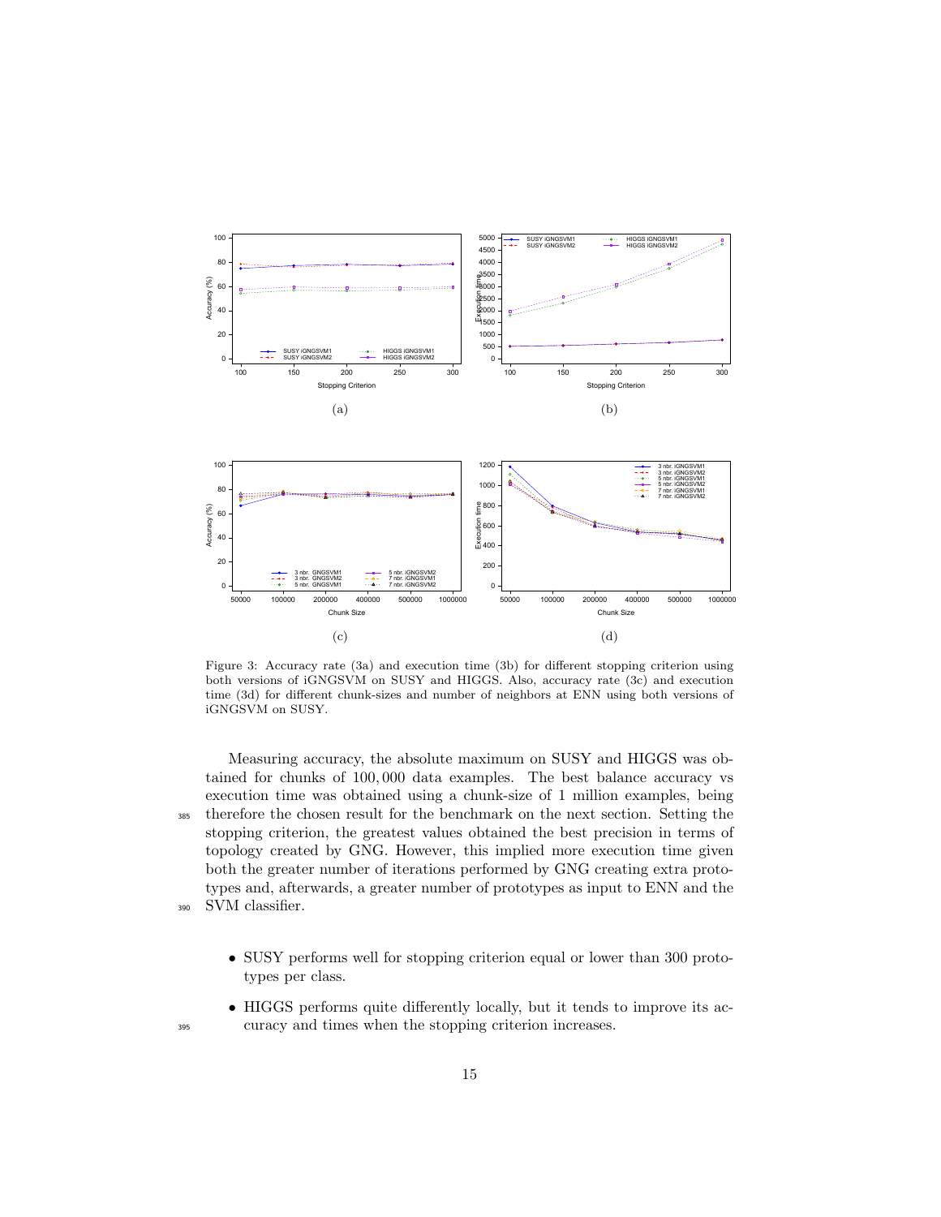Figure 3: Accuracy rate (3a) and execution time (3b) for different stopping criterion using both versions of iGNGSVM on SUSY and HIGGS. Also, accuracy rate (3c) and execution time (3d) for different chunk-sizes and number of neighbors at ENN using both versions of iGNGSVM on SUSY.

Measuring accuracy, the absolute maximum on SUSY and HIGGS was obtained for chunks of 100,000 data examples. The best balance accuracy vs execution time was obtained using a chunk-size of 1 million examples, being therefore the chosen result for the benchmark on the next section. Setting the stopping criterion, the greatest values obtained the best precision in terms of topology created by GNG. However, this implied more execution time given both the greater number of iterations performed by GNG creating extra prototypes and, afterwards, a greater number of prototypes as input to ENN and the SVM classifier.

- SUSY performs well for stopping criterion equal or lower than 300 prototypes per class.
- HIGGS performs quite differently locally, but it tends to improve its accuracy and times when the stopping criterion increases.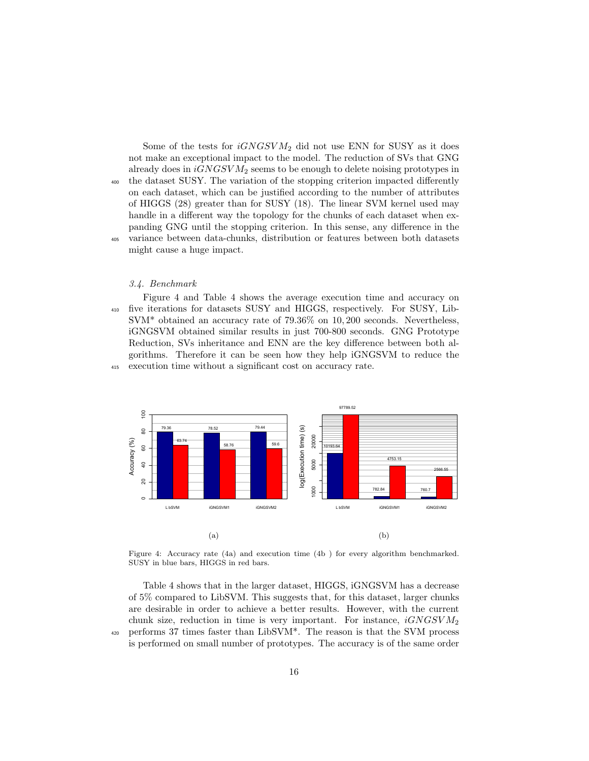Some of the tests for $iGNGSVM_2$ did not use ENN for SUSY as it does not make an exceptional impact to the model. The reduction of SVs that GNG already does in $iGNGSVM_2$ seems to be enough to delete noising prototypes in the dataset SUSY. The variation of the stopping criterion impacted differently on each dataset, which can be justified according to the number of attributes of HIGGS (28) greater than for SUSY (18). The linear SVM kernel used may handle in a different way the topology for the chunks of each dataset when expanding GNG until the stopping criterion. In this sense, any difference in the variance between data-chunks, distribution or features between both datasets might cause a huge impact.

### 3.4. Benchmark

Figure 4 and Table 4 shows the average execution time and accuracy on five iterations for datasets SUSY and HIGGS, respectively. For SUSY, LibSVM* obtained an accuracy rate of 79.36% on 10,200 seconds. Nevertheless, iGNGSVM obtained similar results in just 700-800 seconds. GNG Prototype Reduction, SVs inheritance and ENN are the key difference between both algorithms. Therefore it can be seen how they help iGNGSVM to reduce the execution time without a significant cost on accuracy rate.

(a)

(b)

Figure 4: Accuracy rate (4a) and execution time (4b ) for every algorithm benchmarked. SUSY in blue bars, HIGGS in red bars.

Table 4 shows that in the larger dataset, HIGGS, iGNGSVM has a decrease of 5% compared to LibSVM. This suggests that, for this dataset, larger chunks are desirable in order to achieve a better results. However, with the current chunk size, reduction in time is very important. For instance, $iGNGSVM_2$ performs 37 times faster than LibSVM*. The reason is that the SVM process is performed on small number of prototypes. The accuracy is of the same order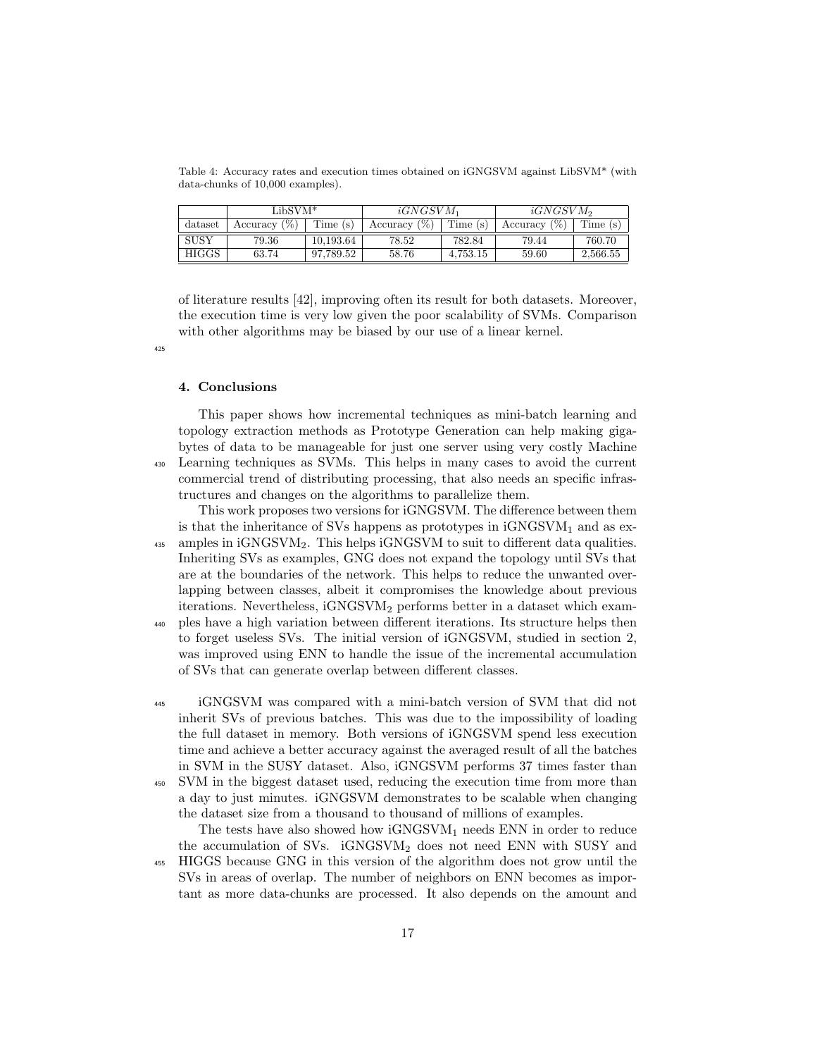Table 4: Accuracy rates and execution times obtained on iGNGSVM against LibSVM* (with data-chunks of 10,000 examples).

| | LibSVM* | | $iGNGSVM_1$ | | $iGNGSVM_2$ | |
|---|---|---|---|---|---|---|
| dataset | Accuracy (%) | Time (s) | Accuracy (%) | Time (s) | Accuracy (%) | Time (s) |
| SUSY | 79.36 | 10,193.64 | 78.52 | 782.84 | 79.44 | 760.70 |
| HIGGS | 63.74 | 97,789.52 | 58.76 | 4,753.15 | 59.60 | 2,566.55 |

of literature results [42], improving often its result for both datasets. Moreover, the execution time is very low given the poor scalability of SVMs. Comparison with other algorithms may be biased by our use of a linear kernel.

## 4. Conclusions

This paper shows how incremental techniques as mini-batch learning and topology extraction methods as Prototype Generation can help making gigabytes of data to be manageable for just one server using very costly Machine Learning techniques as SVMs. This helps in many cases to avoid the current commercial trend of distributing processing, that also needs an specific infrastructures and changes on the algorithms to parallelize them.

This work proposes two versions for iGNGSVM. The difference between them is that the inheritance of SVs happens as prototypes in $\text{iGNGSVM}_1$ and as examples in $\text{iGNGSVM}_2$. This helps iGNGSVM to suit to different data qualities. Inheriting SVs as examples, GNG does not expand the topology until SVs that are at the boundaries of the network. This helps to reduce the unwanted overlapping between classes, albeit it compromises the knowledge about previous iterations. Nevertheless, $\text{iGNGSVM}_2$ performs better in a dataset which examples have a high variation between different iterations. Its structure helps then to forget useless SVs. The initial version of iGNGSVM, studied in section 2, was improved using ENN to handle the issue of the incremental accumulation of SVs that can generate overlap between different classes.

iGNGSVM was compared with a mini-batch version of SVM that did not inherit SVs of previous batches. This was due to the impossibility of loading the full dataset in memory. Both versions of iGNGSVM spend less execution time and achieve a better accuracy against the averaged result of all the batches in SVM in the SUSY dataset. Also, iGNGSVM performs 37 times faster than SVM in the biggest dataset used, reducing the execution time from more than a day to just minutes. iGNGSVM demonstrates to be scalable when changing the dataset size from a thousand to thousand of millions of examples.

The tests have also showed how $\text{iGNGSVM}_1$ needs ENN in order to reduce the accumulation of SVs. $\text{iGNGSVM}_2$ does not need ENN with SUSY and HIGGS because GNG in this version of the algorithm does not grow until the SVs in areas of overlap. The number of neighbors on ENN becomes as important as more data-chunks are processed. It also depends on the amount and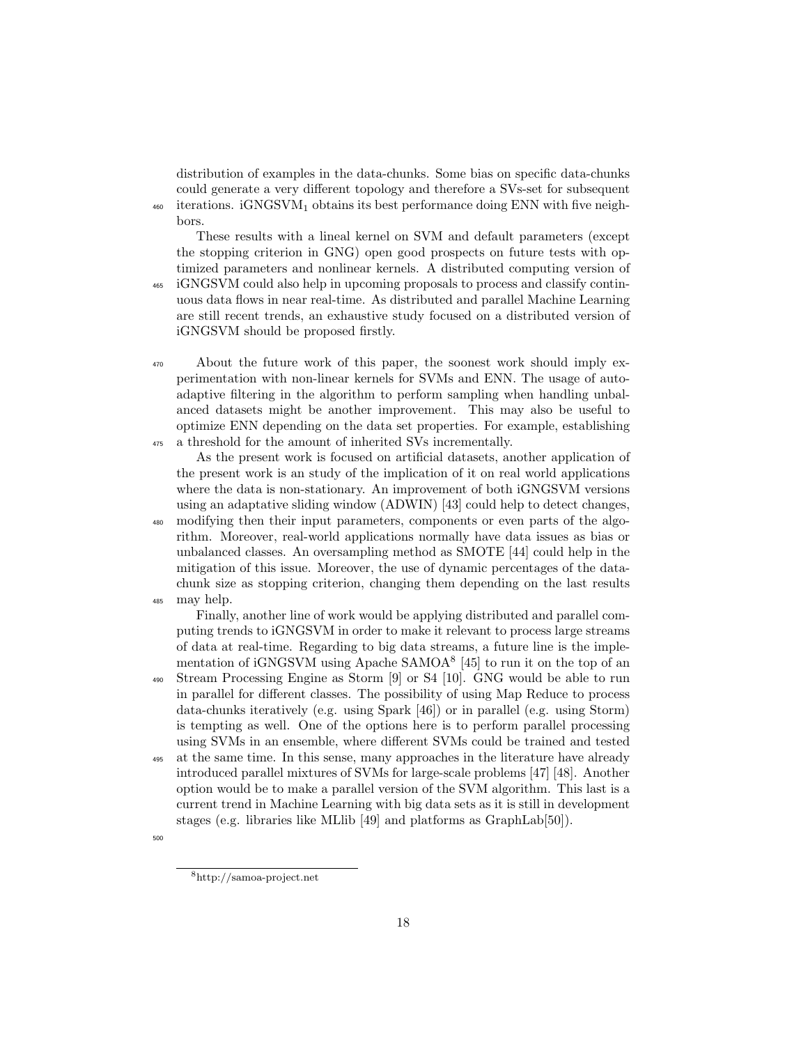distribution of examples in the data-chunks. Some bias on specific data-chunks could generate a very different topology and therefore a SVs-set for subsequent iterations. iGNGSVM$_1$ obtains its best performance doing ENN with five neighbors.

These results with a lineal kernel on SVM and default parameters (except the stopping criterion in GNG) open good prospects on future tests with optimized parameters and nonlinear kernels. A distributed computing version of iGNGSVM could also help in upcoming proposals to process and classify continuous data flows in near real-time. As distributed and parallel Machine Learning are still recent trends, an exhaustive study focused on a distributed version of iGNGSVM should be proposed firstly.

About the future work of this paper, the soonest work should imply experimentation with non-linear kernels for SVMs and ENN. The usage of auto-adaptive filtering in the algorithm to perform sampling when handling unbalanced datasets might be another improvement. This may also be useful to optimize ENN depending on the data set properties. For example, establishing a threshold for the amount of inherited SVs incrementally.

As the present work is focused on artificial datasets, another application of the present work is an study of the implication of it on real world applications where the data is non-stationary. An improvement of both iGNGSVM versions using an adaptative sliding window (ADWIN) [43] could help to detect changes, modifying then their input parameters, components or even parts of the algorithm. Moreover, real-world applications normally have data issues as bias or unbalanced classes. An oversampling method as SMOTE [44] could help in the mitigation of this issue. Moreover, the use of dynamic percentages of the data-chunk size as stopping criterion, changing them depending on the last results may help.

Finally, another line of work would be applying distributed and parallel computing trends to iGNGSVM in order to make it relevant to process large streams of data at real-time. Regarding to big data streams, a future line is the implementation of iGNGSVM using Apache SAMOA[8] [45] to run it on the top of an Stream Processing Engine as Storm [9] or S4 [10]. GNG would be able to run in parallel for different classes. The possibility of using Map Reduce to process data-chunks iteratively (e.g. using Spark [46]) or in parallel (e.g. using Storm) is tempting as well. One of the options here is to perform parallel processing using SVMs in an ensemble, where different SVMs could be trained and tested at the same time. In this sense, many approaches in the literature have already introduced parallel mixtures of SVMs for large-scale problems [47] [48]. Another option would be to make a parallel version of the SVM algorithm. This last is a current trend in Machine Learning with big data sets as it is still in development stages (e.g. libraries like MLlib [49] and platforms as GraphLab[50]).

[8] http://samoa-project.net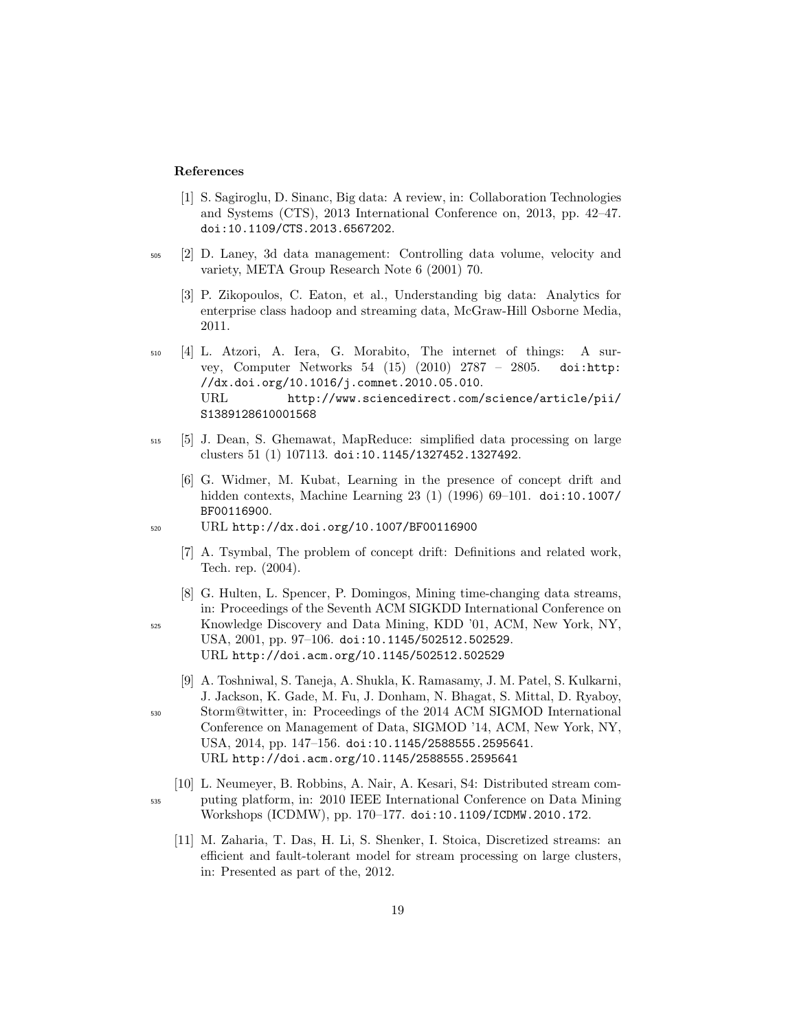## References

[1] S. Sagiroglu, D. Sinanc, Big data: A review, in: Collaboration Technologies and Systems (CTS), 2013 International Conference on, 2013, pp. 42–47. doi:10.1109/CTS.2013.6567202.

[2] D. Laney, 3d data management: Controlling data volume, velocity and variety, META Group Research Note 6 (2001) 70.

[3] P. Zikopoulos, C. Eaton, et al., Understanding big data: Analytics for enterprise class hadoop and streaming data, McGraw-Hill Osborne Media, 2011.

[4] L. Atzori, A. Iera, G. Morabito, The internet of things: A survey, Computer Networks 54 (15) (2010) 2787 – 2805. doi:http://dx.doi.org/10.1016/j.comnet.2010.05.010.
URL http://www.sciencedirect.com/science/article/pii/S1389128610001568

[5] J. Dean, S. Ghemawat, MapReduce: simplified data processing on large clusters 51 (1) 107113. doi:10.1145/1327452.1327492.

[6] G. Widmer, M. Kubat, Learning in the presence of concept drift and hidden contexts, Machine Learning 23 (1) (1996) 69–101. doi:10.1007/BF00116900.
URL http://dx.doi.org/10.1007/BF00116900

[7] A. Tsymbal, The problem of concept drift: Definitions and related work, Tech. rep. (2004).

[8] G. Hulten, L. Spencer, P. Domingos, Mining time-changing data streams, in: Proceedings of the Seventh ACM SIGKDD International Conference on Knowledge Discovery and Data Mining, KDD '01, ACM, New York, NY, USA, 2001, pp. 97–106. doi:10.1145/502512.502529.
URL http://doi.acm.org/10.1145/502512.502529

[9] A. Toshniwal, S. Taneja, A. Shukla, K. Ramasamy, J. M. Patel, S. Kulkarni, J. Jackson, K. Gade, M. Fu, J. Donham, N. Bhagat, S. Mittal, D. Ryaboy, Storm@twitter, in: Proceedings of the 2014 ACM SIGMOD International Conference on Management of Data, SIGMOD '14, ACM, New York, NY, USA, 2014, pp. 147–156. doi:10.1145/2588555.2595641.
URL http://doi.acm.org/10.1145/2588555.2595641

[10] L. Neumeyer, B. Robbins, A. Nair, A. Kesari, S4: Distributed stream computing platform, in: 2010 IEEE International Conference on Data Mining Workshops (ICDMW), pp. 170–177. doi:10.1109/ICDMW.2010.172.

[11] M. Zaharia, T. Das, H. Li, S. Shenker, I. Stoica, Discretized streams: an efficient and fault-tolerant model for stream processing on large clusters, in: Presented as part of the, 2012.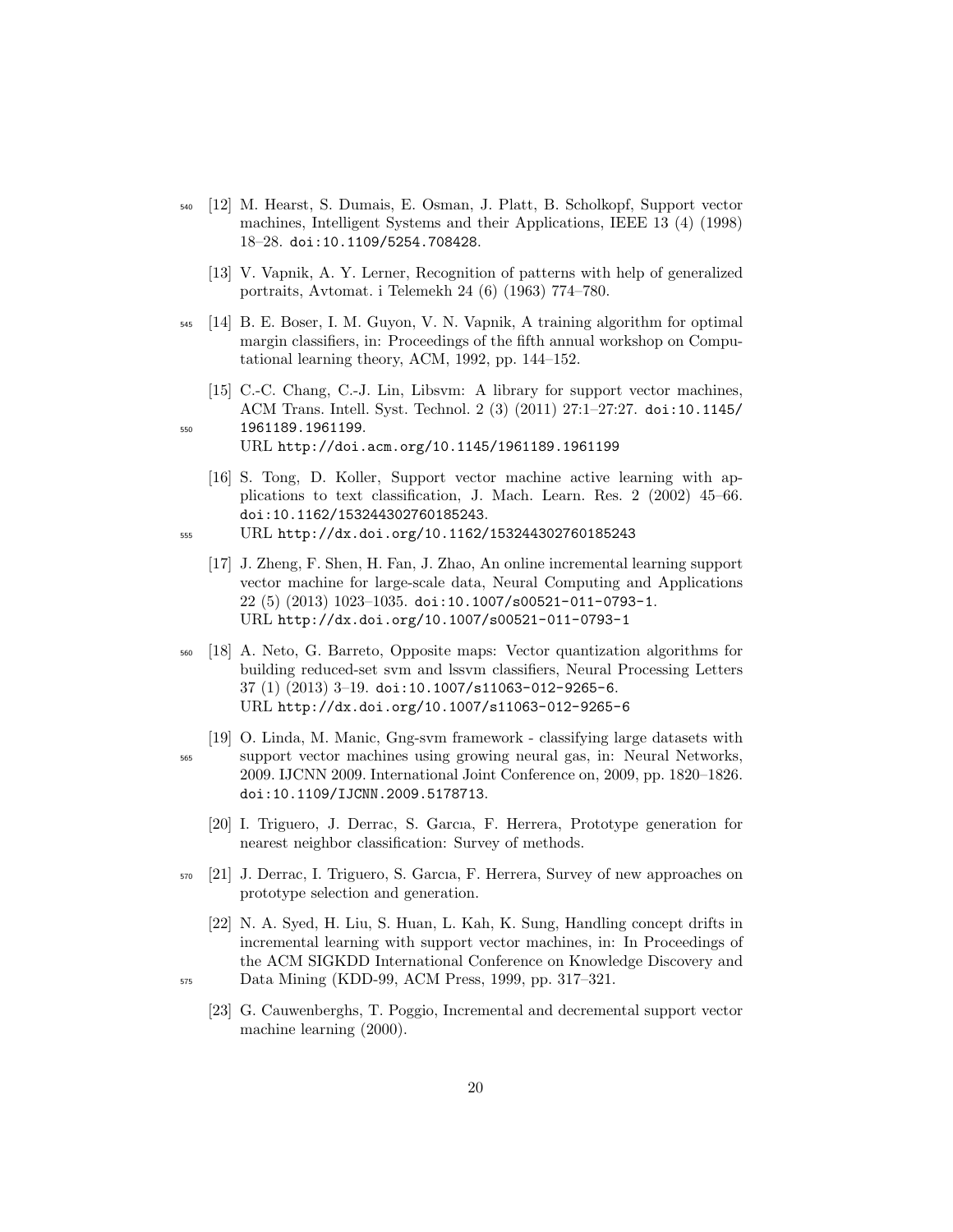[12] M. Hearst, S. Dumais, E. Osman, J. Platt, B. Scholkopf, Support vector machines, Intelligent Systems and their Applications, IEEE 13 (4) (1998) 18–28. doi:10.1109/5254.708428.

[13] V. Vapnik, A. Y. Lerner, Recognition of patterns with help of generalized portraits, Avtomat. i Telemekh 24 (6) (1963) 774–780.

[14] B. E. Boser, I. M. Guyon, V. N. Vapnik, A training algorithm for optimal margin classifiers, in: Proceedings of the fifth annual workshop on Computational learning theory, ACM, 1992, pp. 144–152.

[15] C.-C. Chang, C.-J. Lin, Libsvm: A library for support vector machines, ACM Trans. Intell. Syst. Technol. 2 (3) (2011) 27:1–27:27. doi:10.1145/1961189.1961199.
URL http://doi.acm.org/10.1145/1961189.1961199

[16] S. Tong, D. Koller, Support vector machine active learning with applications to text classification, J. Mach. Learn. Res. 2 (2002) 45–66. doi:10.1162/153244302760185243.
URL http://dx.doi.org/10.1162/153244302760185243

[17] J. Zheng, F. Shen, H. Fan, J. Zhao, An online incremental learning support vector machine for large-scale data, Neural Computing and Applications 22 (5) (2013) 1023–1035. doi:10.1007/s00521-011-0793-1.
URL http://dx.doi.org/10.1007/s00521-011-0793-1

[18] A. Neto, G. Barreto, Opposite maps: Vector quantization algorithms for building reduced-set svm and lssvm classifiers, Neural Processing Letters 37 (1) (2013) 3–19. doi:10.1007/s11063-012-9265-6.
URL http://dx.doi.org/10.1007/s11063-012-9265-6

[19] O. Linda, M. Manic, Gng-svm framework - classifying large datasets with support vector machines using growing neural gas, in: Neural Networks, 2009. IJCNN 2009. International Joint Conference on, 2009, pp. 1820–1826. doi:10.1109/IJCNN.2009.5178713.

[20] I. Triguero, J. Derrac, S. Garcıa, F. Herrera, Prototype generation for nearest neighbor classification: Survey of methods.

[21] J. Derrac, I. Triguero, S. Garcıa, F. Herrera, Survey of new approaches on prototype selection and generation.

[22] N. A. Syed, H. Liu, S. Huan, L. Kah, K. Sung, Handling concept drifts in incremental learning with support vector machines, in: In Proceedings of the ACM SIGKDD International Conference on Knowledge Discovery and Data Mining (KDD-99, ACM Press, 1999, pp. 317–321.

[23] G. Cauwenberghs, T. Poggio, Incremental and decremental support vector machine learning (2000).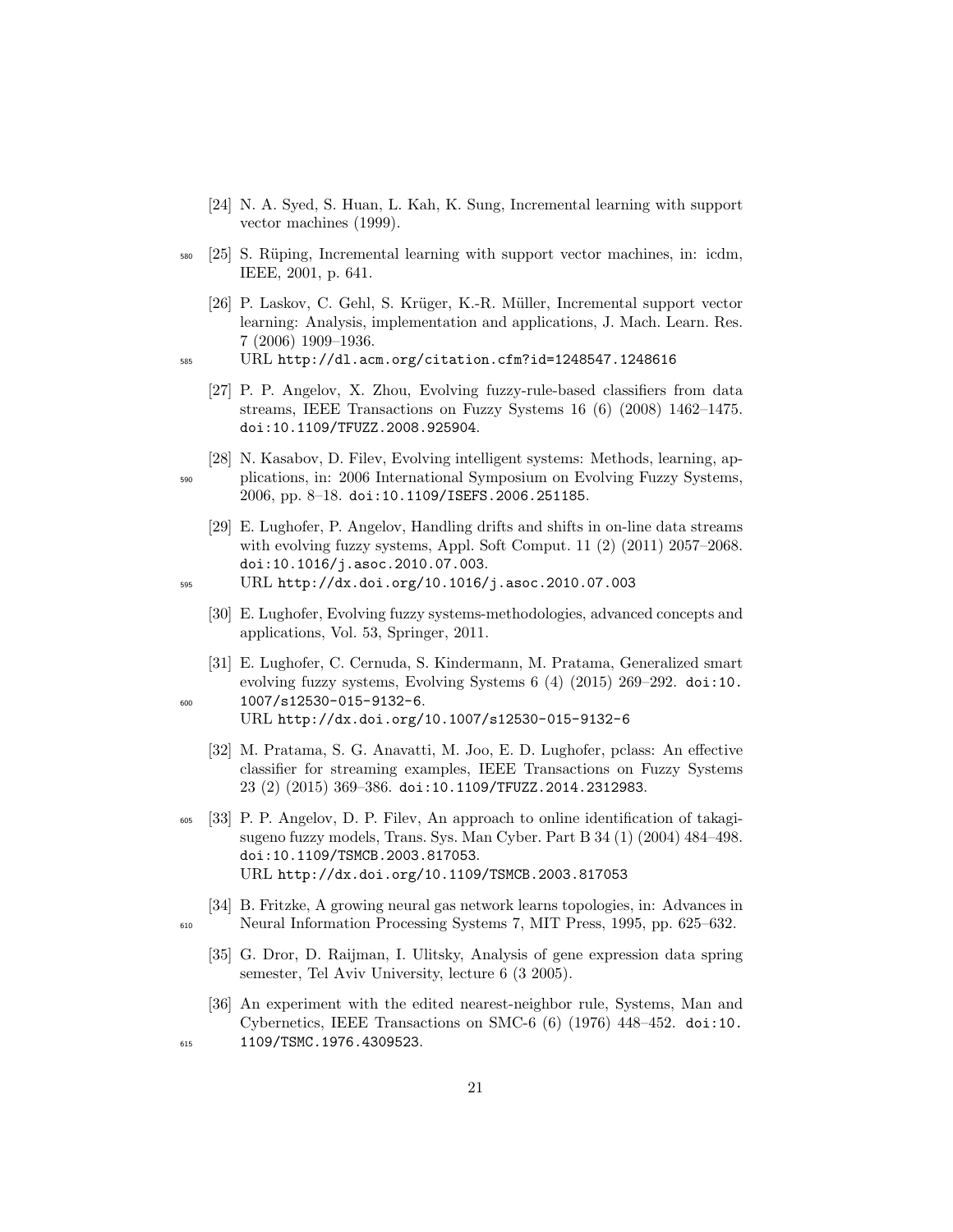[24] N. A. Syed, S. Huan, L. Kah, K. Sung, Incremental learning with support vector machines (1999).

[25] S. Rüping, Incremental learning with support vector machines, in: icdm, IEEE, 2001, p. 641.

[26] P. Laskov, C. Gehl, S. Krüger, K.-R. Müller, Incremental support vector learning: Analysis, implementation and applications, J. Mach. Learn. Res. 7 (2006) 1909–1936.
URL http://dl.acm.org/citation.cfm?id=1248547.1248616

[27] P. P. Angelov, X. Zhou, Evolving fuzzy-rule-based classifiers from data streams, IEEE Transactions on Fuzzy Systems 16 (6) (2008) 1462–1475. doi:10.1109/TFUZZ.2008.925904.

[28] N. Kasabov, D. Filev, Evolving intelligent systems: Methods, learning, applications, in: 2006 International Symposium on Evolving Fuzzy Systems, 2006, pp. 8–18. doi:10.1109/ISEFS.2006.251185.

[29] E. Lughofer, P. Angelov, Handling drifts and shifts in on-line data streams with evolving fuzzy systems, Appl. Soft Comput. 11 (2) (2011) 2057–2068. doi:10.1016/j.asoc.2010.07.003.
URL http://dx.doi.org/10.1016/j.asoc.2010.07.003

[30] E. Lughofer, Evolving fuzzy systems-methodologies, advanced concepts and applications, Vol. 53, Springer, 2011.

[31] E. Lughofer, C. Cernuda, S. Kindermann, M. Pratama, Generalized smart evolving fuzzy systems, Evolving Systems 6 (4) (2015) 269–292. doi:10.1007/s12530-015-9132-6.
URL http://dx.doi.org/10.1007/s12530-015-9132-6

[32] M. Pratama, S. G. Anavatti, M. Joo, E. D. Lughofer, pclass: An effective classifier for streaming examples, IEEE Transactions on Fuzzy Systems 23 (2) (2015) 369–386. doi:10.1109/TFUZZ.2014.2312983.

[33] P. P. Angelov, D. P. Filev, An approach to online identification of takagi-sugeno fuzzy models, Trans. Sys. Man Cyber. Part B 34 (1) (2004) 484–498. doi:10.1109/TSMCB.2003.817053.
URL http://dx.doi.org/10.1109/TSMCB.2003.817053

[34] B. Fritzke, A growing neural gas network learns topologies, in: Advances in Neural Information Processing Systems 7, MIT Press, 1995, pp. 625–632.

[35] G. Dror, D. Raijman, I. Ulitsky, Analysis of gene expression data spring semester, Tel Aviv University, lecture 6 (3 2005).

[36] An experiment with the edited nearest-neighbor rule, Systems, Man and Cybernetics, IEEE Transactions on SMC-6 (6) (1976) 448–452. doi:10.1109/TSMC.1976.4309523.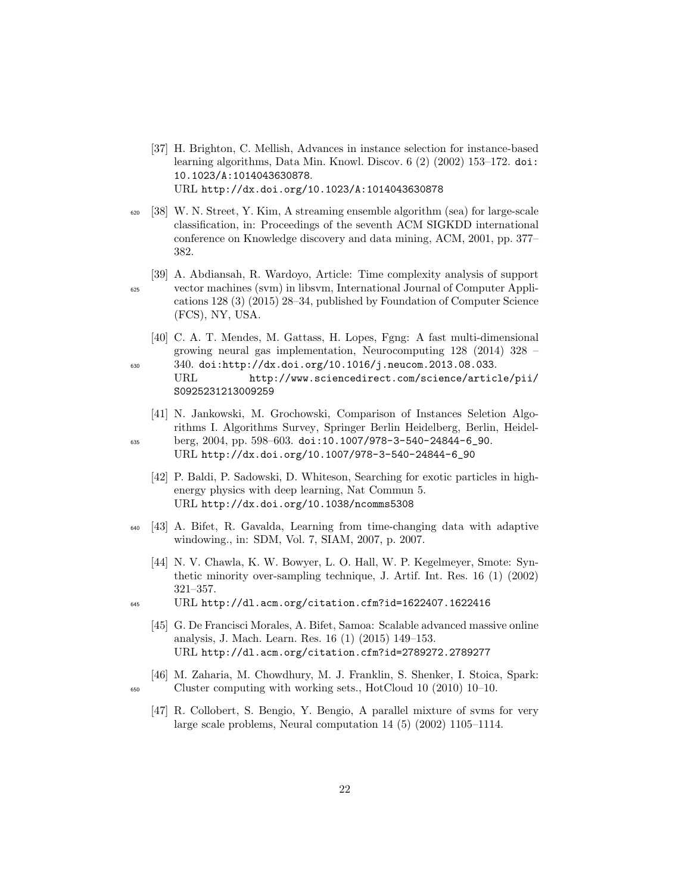[37] H. Brighton, C. Mellish, Advances in instance selection for instance-based learning algorithms, Data Min. Knowl. Discov. 6 (2) (2002) 153–172. doi:10.1023/A:1014043630878.
URL http://dx.doi.org/10.1023/A:1014043630878

[38] W. N. Street, Y. Kim, A streaming ensemble algorithm (sea) for large-scale classification, in: Proceedings of the seventh ACM SIGKDD international conference on Knowledge discovery and data mining, ACM, 2001, pp. 377–382.

[39] A. Abdiansah, R. Wardoyo, Article: Time complexity analysis of support vector machines (svm) in libsvm, International Journal of Computer Applications 128 (3) (2015) 28–34, published by Foundation of Computer Science (FCS), NY, USA.

[40] C. A. T. Mendes, M. Gattass, H. Lopes, Fgng: A fast multi-dimensional growing neural gas implementation, Neurocomputing 128 (2014) 328 – 340. doi:http://dx.doi.org/10.1016/j.neucom.2013.08.033.
URL http://www.sciencedirect.com/science/article/pii/S0925231213009259

[41] N. Jankowski, M. Grochowski, Comparison of Instances Seletion Algorithms I. Algorithms Survey, Springer Berlin Heidelberg, Berlin, Heidelberg, 2004, pp. 598–603. doi:10.1007/978-3-540-24844-6_90.
URL http://dx.doi.org/10.1007/978-3-540-24844-6_90

[42] P. Baldi, P. Sadowski, D. Whiteson, Searching for exotic particles in high-energy physics with deep learning, Nat Commun 5.
URL http://dx.doi.org/10.1038/ncomms5308

[43] A. Bifet, R. Gavalda, Learning from time-changing data with adaptive windowing., in: SDM, Vol. 7, SIAM, 2007, p. 2007.

[44] N. V. Chawla, K. W. Bowyer, L. O. Hall, W. P. Kegelmeyer, Smote: Synthetic minority over-sampling technique, J. Artif. Int. Res. 16 (1) (2002) 321–357.
URL http://dl.acm.org/citation.cfm?id=1622407.1622416

[45] G. De Francisci Morales, A. Bifet, Samoa: Scalable advanced massive online analysis, J. Mach. Learn. Res. 16 (1) (2015) 149–153.
URL http://dl.acm.org/citation.cfm?id=2789272.2789277

[46] M. Zaharia, M. Chowdhury, M. J. Franklin, S. Shenker, I. Stoica, Spark: Cluster computing with working sets., HotCloud 10 (2010) 10–10.

[47] R. Collobert, S. Bengio, Y. Bengio, A parallel mixture of svms for very large scale problems, Neural computation 14 (5) (2002) 1105–1114.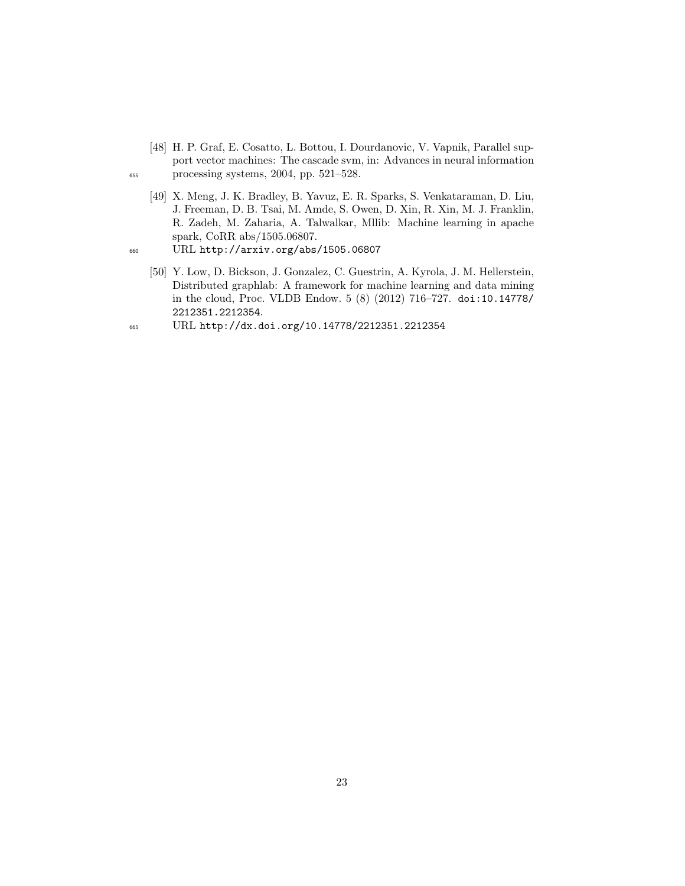[48] H. P. Graf, E. Cosatto, L. Bottou, I. Dourdanovic, V. Vapnik, Parallel support vector machines: The cascade svm, in: Advances in neural information processing systems, 2004, pp. 521–528.

[49] X. Meng, J. K. Bradley, B. Yavuz, E. R. Sparks, S. Venkataraman, D. Liu, J. Freeman, D. B. Tsai, M. Amde, S. Owen, D. Xin, R. Xin, M. J. Franklin, R. Zadeh, M. Zaharia, A. Talwalkar, Mllib: Machine learning in apache spark, CoRR abs/1505.06807.
URL `http://arxiv.org/abs/1505.06807`

[50] Y. Low, D. Bickson, J. Gonzalez, C. Guestrin, A. Kyrola, J. M. Hellerstein, Distributed graphlab: A framework for machine learning and data mining in the cloud, Proc. VLDB Endow. 5 (8) (2012) 716–727. `doi:10.14778/2212351.2212354`.
URL `http://dx.doi.org/10.14778/2212351.2212354`